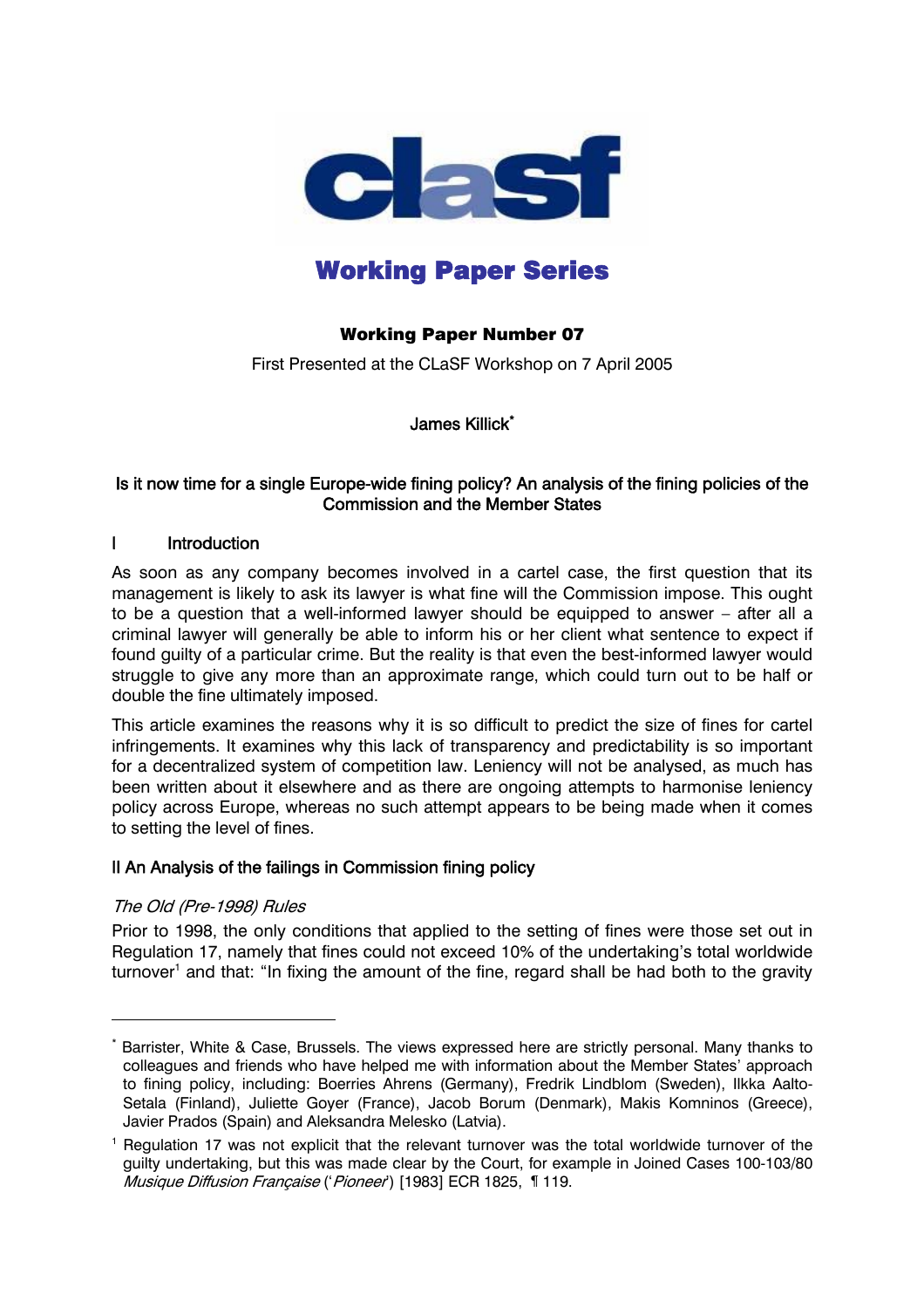# clasf

## Working Paper Series

### Working Paper Number 07

First Presented at the CLaSF Workshop on 7 April 2005

James Killick*

### Is it now time for a single Europe-wide fining policy? An analysis of the fining policies of the Commission and the Member States

## I Introduction

As soon as any company becomes involved in a cartel case, the first question that its management is likely to ask its lawyer is what fine will the Commission impose. This ought to be a question that a well-informed lawyer should be equipped to answer – after all a criminal lawyer will generally be able to inform his or her client what sentence to expect if found guilty of a particular crime. But the reality is that even the best-informed lawyer would struggle to give any more than an approximate range, which could turn out to be half or double the fine ultimately imposed.

This article examines the reasons why it is so difficult to predict the size of fines for cartel infringements. It examines why this lack of transparency and predictability is so important for a decentralized system of competition law. Leniency will not be analysed, as much has been written about it elsewhere and as there are ongoing attempts to harmonise leniency policy across Europe, whereas no such attempt appears to be being made when it comes to setting the level of fines.

## II An Analysis of the failings in Commission fining policy

### *The Old (Pre-1998) Rules*

Prior to 1998, the only conditions that applied to the setting of fines were those set out in Regulation 17, namely that fines could not exceed 10% of the undertaking's total worldwide turnover[1] and that: "In fixing the amount of the fine, regard shall be had both to the gravity

---

* Barrister, White & Case, Brussels. The views expressed here are strictly personal. Many thanks to colleagues and friends who have helped me with information about the Member States' approach to fining policy, including: Boerries Ahrens (Germany), Fredrik Lindblom (Sweden), Ilkka Aalto-Setala (Finland), Juliette Goyer (France), Jacob Borum (Denmark), Makis Komninos (Greece), Javier Prados (Spain) and Aleksandra Melesko (Latvia).

[1] Regulation 17 was not explicit that the relevant turnover was the total worldwide turnover of the guilty undertaking, but this was made clear by the Court, for example in Joined Cases 100-103/80 *Musique Diffusion Française* ('*Pioneer*') [1983] ECR 1825, ¶ 119.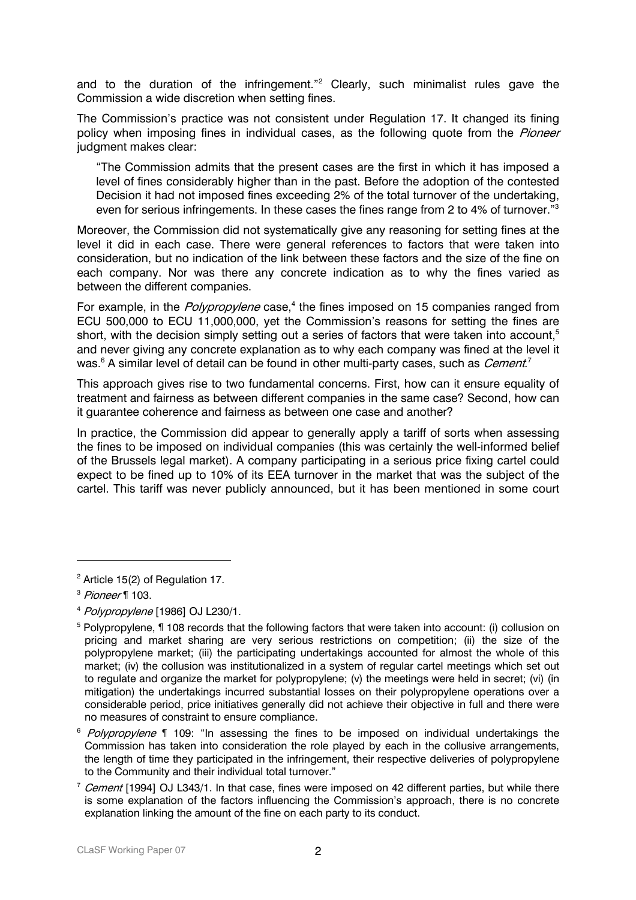and to the duration of the infringement."[2] Clearly, such minimalist rules gave the Commission a wide discretion when setting fines.

The Commission's practice was not consistent under Regulation 17. It changed its fining policy when imposing fines in individual cases, as the following quote from the *Pioneer* judgment makes clear:

> "The Commission admits that the present cases are the first in which it has imposed a level of fines considerably higher than in the past. Before the adoption of the contested Decision it had not imposed fines exceeding 2% of the total turnover of the undertaking, even for serious infringements. In these cases the fines range from 2 to 4% of turnover."[3]

Moreover, the Commission did not systematically give any reasoning for setting fines at the level it did in each case. There were general references to factors that were taken into consideration, but no indication of the link between these factors and the size of the fine on each company. Nor was there any concrete indication as to why the fines varied as between the different companies.

For example, in the *Polypropylene* case,[4] the fines imposed on 15 companies ranged from ECU 500,000 to ECU 11,000,000, yet the Commission's reasons for setting the fines are short, with the decision simply setting out a series of factors that were taken into account,[5] and never giving any concrete explanation as to why each company was fined at the level it was.[6] A similar level of detail can be found in other multi-party cases, such as *Cement*.[7]

This approach gives rise to two fundamental concerns. First, how can it ensure equality of treatment and fairness as between different companies in the same case? Second, how can it guarantee coherence and fairness as between one case and another?

In practice, the Commission did appear to generally apply a tariff of sorts when assessing the fines to be imposed on individual companies (this was certainly the well-informed belief of the Brussels legal market). A company participating in a serious price fixing cartel could expect to be fined up to 10% of its EEA turnover in the market that was the subject of the cartel. This tariff was never publicly announced, but it has been mentioned in some court

---

[2] Article 15(2) of Regulation 17.

[3] *Pioneer* ¶ 103.

[4] *Polypropylene* [1986] OJ L230/1.

[5] Polypropylene, ¶ 108 records that the following factors that were taken into account: (i) collusion on pricing and market sharing are very serious restrictions on competition; (ii) the size of the polypropylene market; (iii) the participating undertakings accounted for almost the whole of this market; (iv) the collusion was institutionalized in a system of regular cartel meetings which set out to regulate and organize the market for polypropylene; (v) the meetings were held in secret; (vi) (in mitigation) the undertakings incurred substantial losses on their polypropylene operations over a considerable period, price initiatives generally did not achieve their objective in full and there were no measures of constraint to ensure compliance.

[6] *Polypropylene* ¶ 109: "In assessing the fines to be imposed on individual undertakings the Commission has taken into consideration the role played by each in the collusive arrangements, the length of time they participated in the infringement, their respective deliveries of polypropylene to the Community and their individual total turnover."

[7] *Cement* [1994] OJ L343/1. In that case, fines were imposed on 42 different parties, but while there is some explanation of the factors influencing the Commission's approach, there is no concrete explanation linking the amount of the fine on each party to its conduct.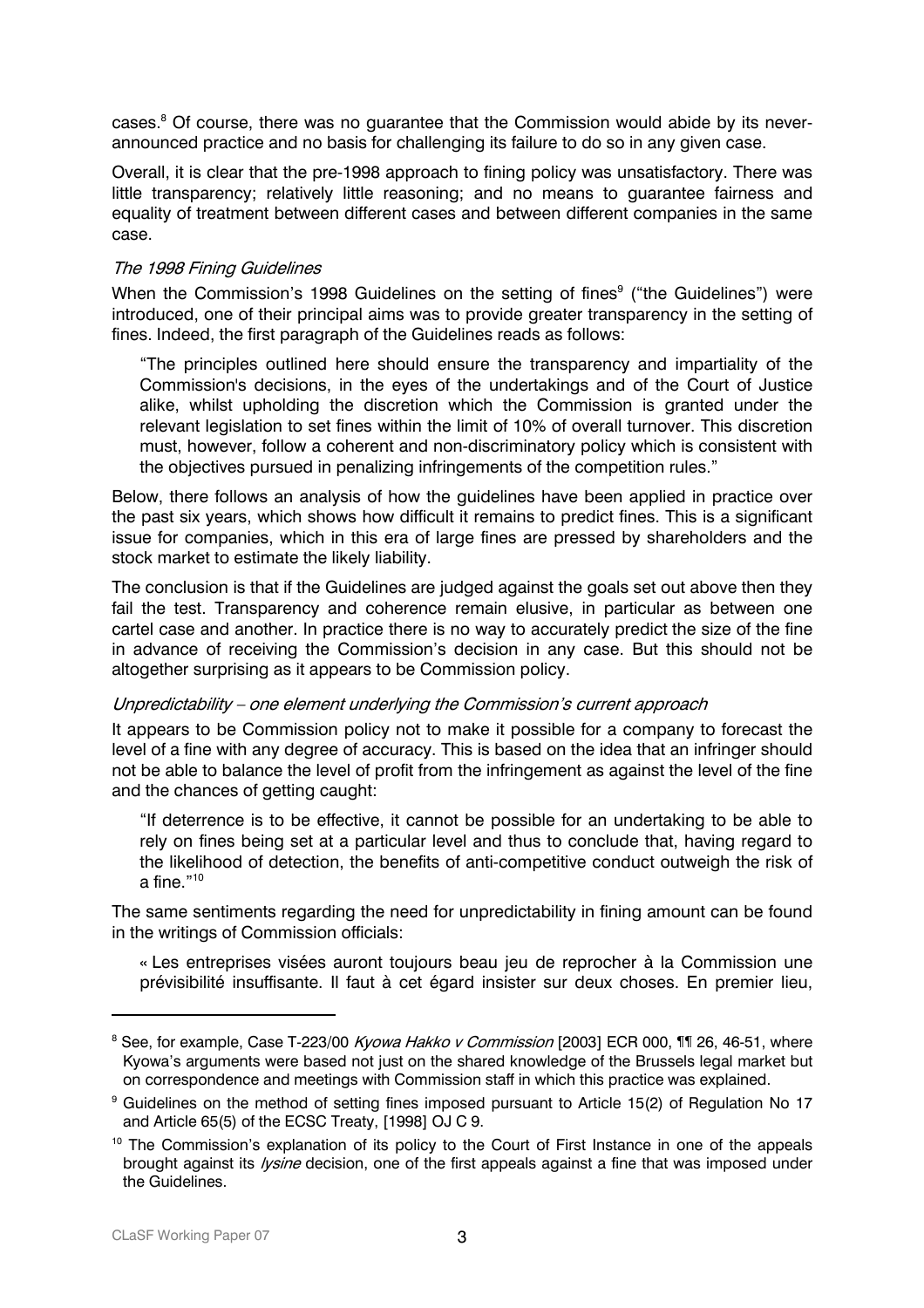cases.[8] Of course, there was no guarantee that the Commission would abide by its never-announced practice and no basis for challenging its failure to do so in any given case.

Overall, it is clear that the pre-1998 approach to fining policy was unsatisfactory. There was little transparency; relatively little reasoning; and no means to guarantee fairness and equality of treatment between different cases and between different companies in the same case.

### *The 1998 Fining Guidelines*

When the Commission's 1998 Guidelines on the setting of fines[9] ("the Guidelines") were introduced, one of their principal aims was to provide greater transparency in the setting of fines. Indeed, the first paragraph of the Guidelines reads as follows:

> "The principles outlined here should ensure the transparency and impartiality of the Commission's decisions, in the eyes of the undertakings and of the Court of Justice alike, whilst upholding the discretion which the Commission is granted under the relevant legislation to set fines within the limit of 10% of overall turnover. This discretion must, however, follow a coherent and non-discriminatory policy which is consistent with the objectives pursued in penalizing infringements of the competition rules."

Below, there follows an analysis of how the guidelines have been applied in practice over the past six years, which shows how difficult it remains to predict fines. This is a significant issue for companies, which in this era of large fines are pressed by shareholders and the stock market to estimate the likely liability.

The conclusion is that if the Guidelines are judged against the goals set out above then they fail the test. Transparency and coherence remain elusive, in particular as between one cartel case and another. In practice there is no way to accurately predict the size of the fine in advance of receiving the Commission's decision in any case. But this should not be altogether surprising as it appears to be Commission policy.

### *Unpredictability – one element underlying the Commission's current approach*

It appears to be Commission policy not to make it possible for a company to forecast the level of a fine with any degree of accuracy. This is based on the idea that an infringer should not be able to balance the level of profit from the infringement as against the level of the fine and the chances of getting caught:

> "If deterrence is to be effective, it cannot be possible for an undertaking to be able to rely on fines being set at a particular level and thus to conclude that, having regard to the likelihood of detection, the benefits of anti-competitive conduct outweigh the risk of a fine."[10]

The same sentiments regarding the need for unpredictability in fining amount can be found in the writings of Commission officials:

> « Les entreprises visées auront toujours beau jeu de reprocher à la Commission une prévisibilité insuffisante. Il faut à cet égard insister sur deux choses. En premier lieu,

---

[8] See, for example, Case T-223/00 *Kyowa Hakko v Commission* [2003] ECR 000, ¶¶ 26, 46-51, where Kyowa's arguments were based not just on the shared knowledge of the Brussels legal market but on correspondence and meetings with Commission staff in which this practice was explained.

[9] Guidelines on the method of setting fines imposed pursuant to Article 15(2) of Regulation No 17 and Article 65(5) of the ECSC Treaty, [1998] OJ C 9.

[10] The Commission's explanation of its policy to the Court of First Instance in one of the appeals brought against its *lysine* decision, one of the first appeals against a fine that was imposed under the Guidelines.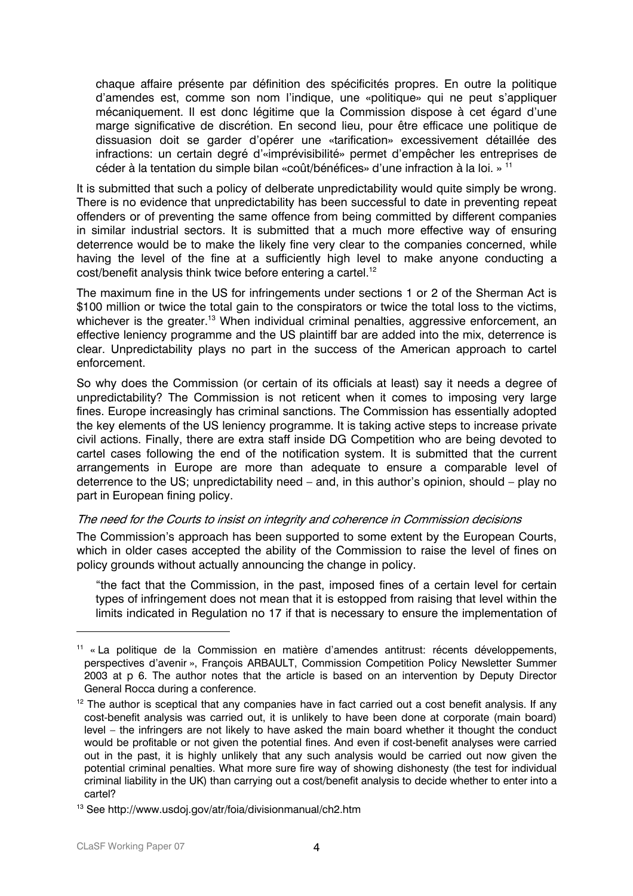> chaque affaire présente par définition des spécificités propres. En outre la politique d'amendes est, comme son nom l'indique, une «politique» qui ne peut s'appliquer mécaniquement. Il est donc légitime que la Commission dispose à cet égard d'une marge significative de discrétion. En second lieu, pour être efficace une politique de dissuasion doit se garder d'opérer une «tarification» excessivement détaillée des infractions: un certain degré d'«imprévisibilité» permet d'empêcher les entreprises de céder à la tentation du simple bilan «coût/bénéfices» d'une infraction à la loi. »[11]

It is submitted that such a policy of delberate unpredictability would quite simply be wrong. There is no evidence that unpredictability has been successful to date in preventing repeat offenders or of preventing the same offence from being committed by different companies in similar industrial sectors. It is submitted that a much more effective way of ensuring deterrence would be to make the likely fine very clear to the companies concerned, while having the level of the fine at a sufficiently high level to make anyone conducting a cost/benefit analysis think twice before entering a cartel.[12]

The maximum fine in the US for infringements under sections 1 or 2 of the Sherman Act is \$100 million or twice the total gain to the conspirators or twice the total loss to the victims, whichever is the greater.[13] When individual criminal penalties, aggressive enforcement, an effective leniency programme and the US plaintiff bar are added into the mix, deterrence is clear. Unpredictability plays no part in the success of the American approach to cartel enforcement.

So why does the Commission (or certain of its officials at least) say it needs a degree of unpredictability? The Commission is not reticent when it comes to imposing very large fines. Europe increasingly has criminal sanctions. The Commission has essentially adopted the key elements of the US leniency programme. It is taking active steps to increase private civil actions. Finally, there are extra staff inside DG Competition who are being devoted to cartel cases following the end of the notification system. It is submitted that the current arrangements in Europe are more than adequate to ensure a comparable level of deterrence to the US; unpredictability need – and, in this author's opinion, should – play no part in European fining policy.

*The need for the Courts to insist on integrity and coherence in Commission decisions*

The Commission's approach has been supported to some extent by the European Courts, which in older cases accepted the ability of the Commission to raise the level of fines on policy grounds without actually announcing the change in policy.

> "the fact that the Commission, in the past, imposed fines of a certain level for certain types of infringement does not mean that it is estopped from raising that level within the limits indicated in Regulation no 17 if that is necessary to ensure the implementation of

---

[11] « La politique de la Commission en matière d'amendes antitrust: récents développements, perspectives d'avenir », François ARBAULT, Commission Competition Policy Newsletter Summer 2003 at p 6. The author notes that the article is based on an intervention by Deputy Director General Rocca during a conference.

[12] The author is sceptical that any companies have in fact carried out a cost benefit analysis. If any cost-benefit analysis was carried out, it is unlikely to have been done at corporate (main board) level – the infringers are not likely to have asked the main board whether it thought the conduct would be profitable or not given the potential fines. And even if cost-benefit analyses were carried out in the past, it is highly unlikely that any such analysis would be carried out now given the potential criminal penalties. What more sure fire way of showing dishonesty (the test for individual criminal liability in the UK) than carrying out a cost/benefit analysis to decide whether to enter into a cartel?

[13] See http://www.usdoj.gov/atr/foia/divisionmanual/ch2.htm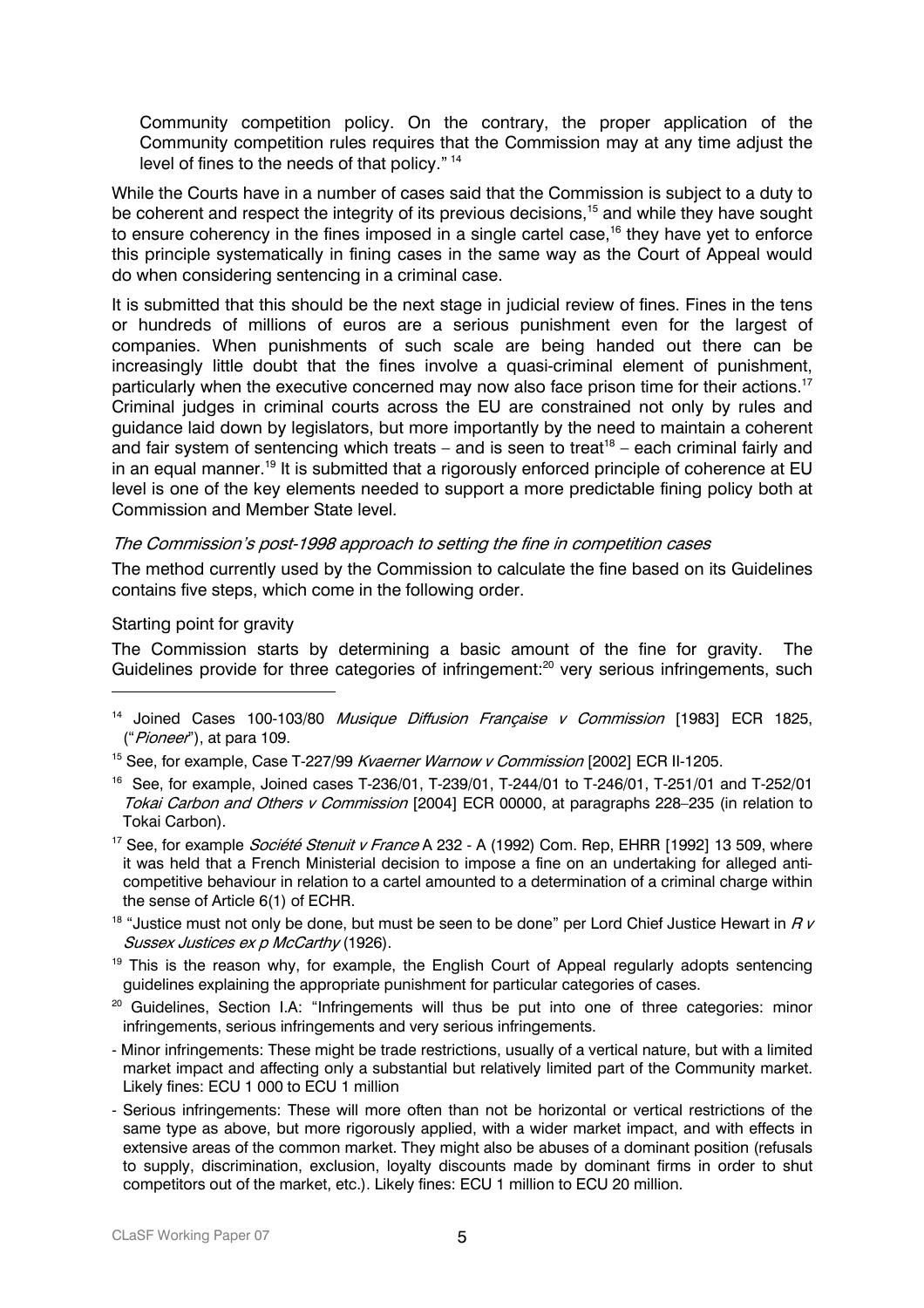Community competition policy. On the contrary, the proper application of the Community competition rules requires that the Commission may at any time adjust the level of fines to the needs of that policy." [14]

While the Courts have in a number of cases said that the Commission is subject to a duty to be coherent and respect the integrity of its previous decisions,[15] and while they have sought to ensure coherency in the fines imposed in a single cartel case,[16] they have yet to enforce this principle systematically in fining cases in the same way as the Court of Appeal would do when considering sentencing in a criminal case.

It is submitted that this should be the next stage in judicial review of fines. Fines in the tens or hundreds of millions of euros are a serious punishment even for the largest of companies. When punishments of such scale are being handed out there can be increasingly little doubt that the fines involve a quasi-criminal element of punishment, particularly when the executive concerned may now also face prison time for their actions.[17] Criminal judges in criminal courts across the EU are constrained not only by rules and guidance laid down by legislators, but more importantly by the need to maintain a coherent and fair system of sentencing which treats – and is seen to treat[18] – each criminal fairly and in an equal manner.[19] It is submitted that a rigorously enforced principle of coherence at EU level is one of the key elements needed to support a more predictable fining policy both at Commission and Member State level.

*The Commission's post-1998 approach to setting the fine in competition cases*

The method currently used by the Commission to calculate the fine based on its Guidelines contains five steps, which come in the following order.

Starting point for gravity

The Commission starts by determining a basic amount of the fine for gravity. The Guidelines provide for three categories of infringement:[20] very serious infringements, such

---

[14] Joined Cases 100-103/80 *Musique Diffusion Française v Commission* [1983] ECR 1825, ("*Pioneer*"), at para 109.

[15] See, for example, Case T-227/99 *Kvaerner Warnow v Commission* [2002] ECR II-1205.

[16] See, for example, Joined cases T-236/01, T-239/01, T-244/01 to T-246/01, T-251/01 and T-252/01 *Tokai Carbon and Others v Commission* [2004] ECR 00000, at paragraphs 228–235 (in relation to Tokai Carbon).

[17] See, for example *Société Stenuit v France* A 232 - A (1992) Com. Rep, EHRR [1992] 13 509, where it was held that a French Ministerial decision to impose a fine on an undertaking for alleged anti-competitive behaviour in relation to a cartel amounted to a determination of a criminal charge within the sense of Article 6(1) of ECHR.

[18] "Justice must not only be done, but must be seen to be done" per Lord Chief Justice Hewart in *R v Sussex Justices ex p McCarthy* (1926).

[19] This is the reason why, for example, the English Court of Appeal regularly adopts sentencing guidelines explaining the appropriate punishment for particular categories of cases.

[20] Guidelines, Section I.A: "Infringements will thus be put into one of three categories: minor infringements, serious infringements and very serious infringements.

- Minor infringements: These might be trade restrictions, usually of a vertical nature, but with a limited market impact and affecting only a substantial but relatively limited part of the Community market. Likely fines: ECU 1 000 to ECU 1 million
- Serious infringements: These will more often than not be horizontal or vertical restrictions of the same type as above, but more rigorously applied, with a wider market impact, and with effects in extensive areas of the common market. They might also be abuses of a dominant position (refusals to supply, discrimination, exclusion, loyalty discounts made by dominant firms in order to shut competitors out of the market, etc.). Likely fines: ECU 1 million to ECU 20 million.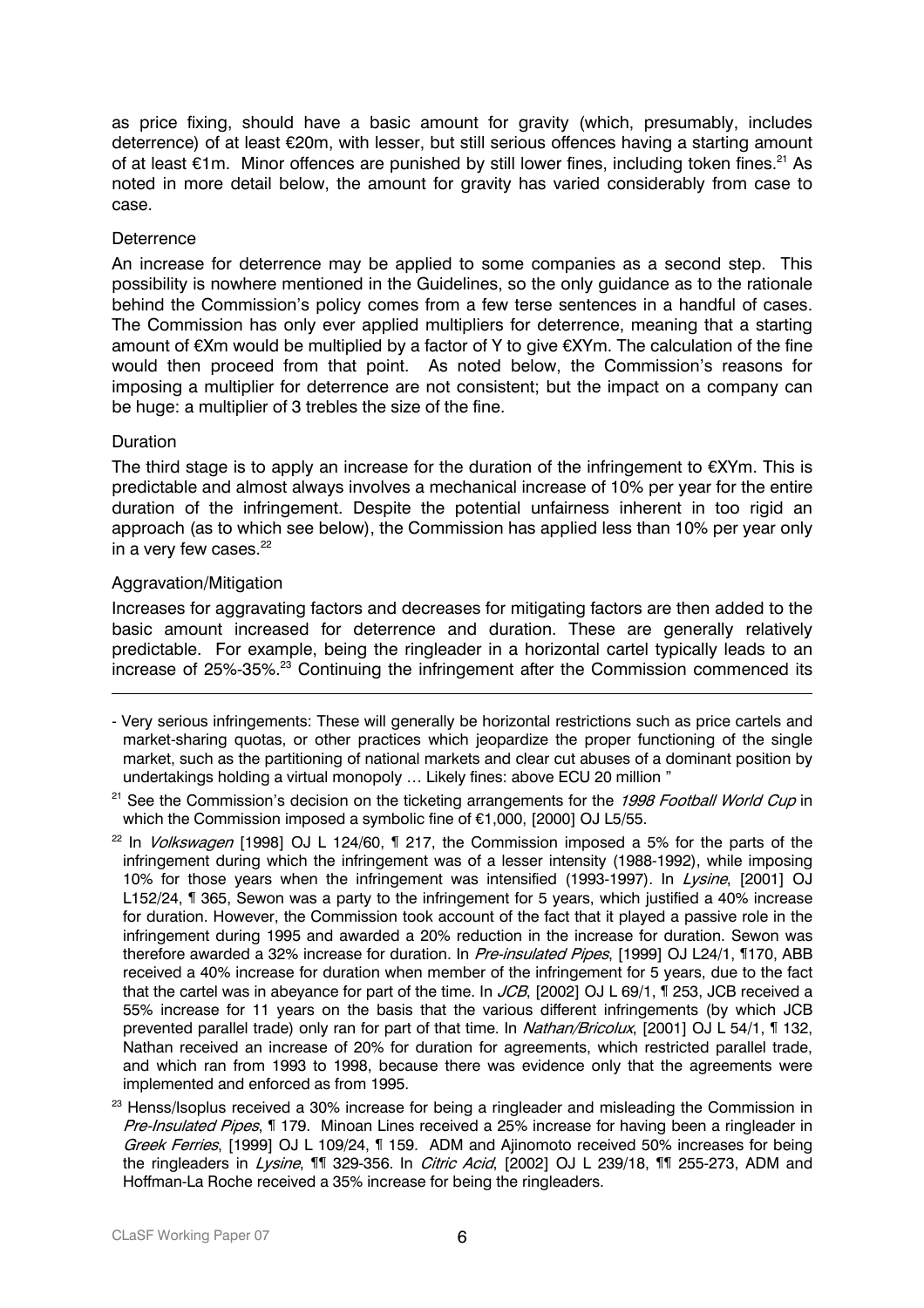as price fixing, should have a basic amount for gravity (which, presumably, includes deterrence) of at least €20m, with lesser, but still serious offences having a starting amount of at least €1m. Minor offences are punished by still lower fines, including token fines.[21] As noted in more detail below, the amount for gravity has varied considerably from case to case.

### Deterrence

An increase for deterrence may be applied to some companies as a second step. This possibility is nowhere mentioned in the Guidelines, so the only guidance as to the rationale behind the Commission's policy comes from a few terse sentences in a handful of cases. The Commission has only ever applied multipliers for deterrence, meaning that a starting amount of €Xm would be multiplied by a factor of Y to give €XYm. The calculation of the fine would then proceed from that point. As noted below, the Commission's reasons for imposing a multiplier for deterrence are not consistent; but the impact on a company can be huge: a multiplier of 3 trebles the size of the fine.

### Duration

The third stage is to apply an increase for the duration of the infringement to €XYm. This is predictable and almost always involves a mechanical increase of 10% per year for the entire duration of the infringement. Despite the potential unfairness inherent in too rigid an approach (as to which see below), the Commission has applied less than 10% per year only in a very few cases.[22]

### Aggravation/Mitigation

Increases for aggravating factors and decreases for mitigating factors are then added to the basic amount increased for deterrence and duration. These are generally relatively predictable. For example, being the ringleader in a horizontal cartel typically leads to an increase of 25%-35%.[23] Continuing the infringement after the Commission commenced its

---

- Very serious infringements: These will generally be horizontal restrictions such as price cartels and market-sharing quotas, or other practices which jeopardize the proper functioning of the single market, such as the partitioning of national markets and clear cut abuses of a dominant position by undertakings holding a virtual monopoly … Likely fines: above ECU 20 million "

[21] See the Commission's decision on the ticketing arrangements for the *1998 Football World Cup* in which the Commission imposed a symbolic fine of €1,000, [2000] OJ L5/55.

[22] In *Volkswagen* [1998] OJ L 124/60, ¶ 217, the Commission imposed a 5% for the parts of the infringement during which the infringement was of a lesser intensity (1988-1992), while imposing 10% for those years when the infringement was intensified (1993-1997). In *Lysine*, [2001] OJ L152/24, ¶ 365, Sewon was a party to the infringement for 5 years, which justified a 40% increase for duration. However, the Commission took account of the fact that it played a passive role in the infringement during 1995 and awarded a 20% reduction in the increase for duration. Sewon was therefore awarded a 32% increase for duration. In *Pre-insulated Pipes*, [1999] OJ L24/1, ¶170, ABB received a 40% increase for duration when member of the infringement for 5 years, due to the fact that the cartel was in abeyance for part of the time. In *JCB*, [2002] OJ L 69/1, ¶ 253, JCB received a 55% increase for 11 years on the basis that the various different infringements (by which JCB prevented parallel trade) only ran for part of that time. In *Nathan/Bricolux*, [2001] OJ L 54/1, ¶ 132, Nathan received an increase of 20% for duration for agreements, which restricted parallel trade, and which ran from 1993 to 1998, because there was evidence only that the agreements were implemented and enforced as from 1995.

[23] Henss/Isoplus received a 30% increase for being a ringleader and misleading the Commission in *Pre-Insulated Pipes*, ¶ 179. Minoan Lines received a 25% increase for having been a ringleader in *Greek Ferries*, [1999] OJ L 109/24, ¶ 159. ADM and Ajinomoto received 50% increases for being the ringleaders in *Lysine*, ¶¶ 329-356. In *Citric Acid*, [2002] OJ L 239/18, ¶¶ 255-273, ADM and Hoffman-La Roche received a 35% increase for being the ringleaders.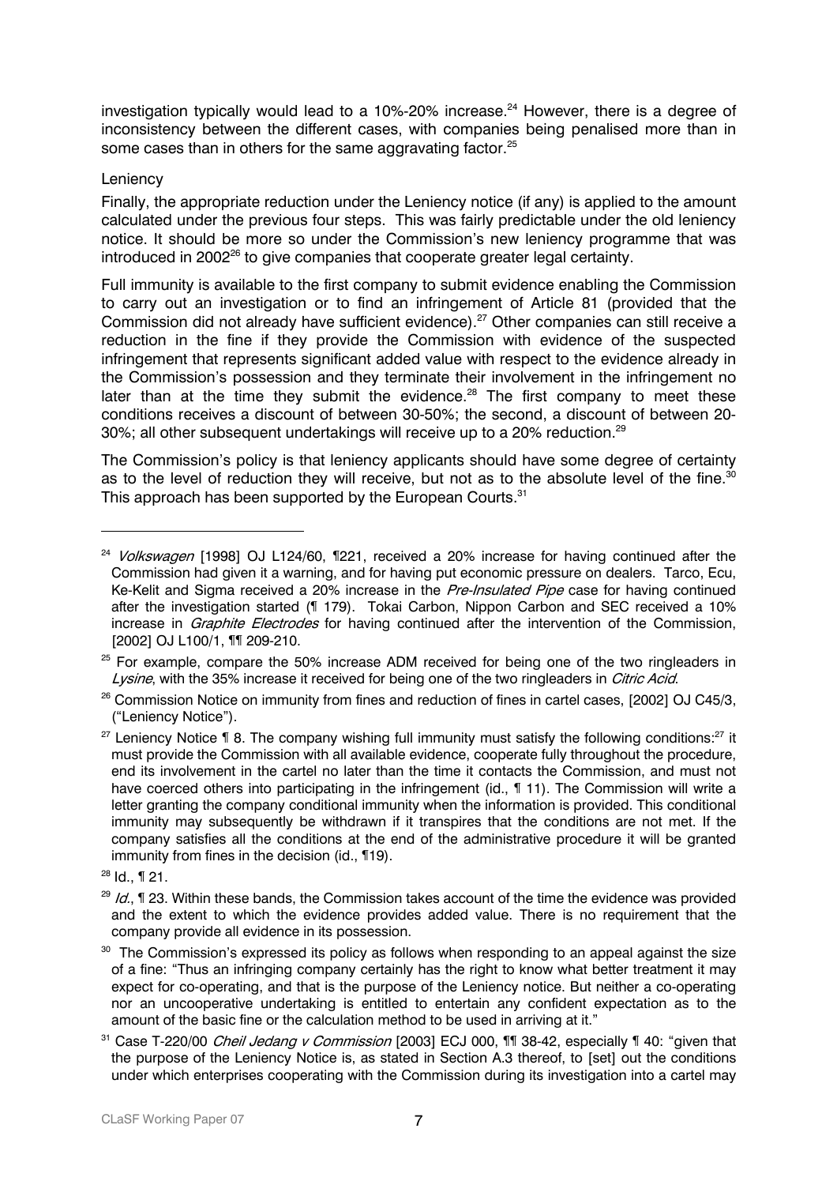investigation typically would lead to a 10%-20% increase.[24] However, there is a degree of inconsistency between the different cases, with companies being penalised more than in some cases than in others for the same aggravating factor.[25]

Leniency

Finally, the appropriate reduction under the Leniency notice (if any) is applied to the amount calculated under the previous four steps. This was fairly predictable under the old leniency notice. It should be more so under the Commission's new leniency programme that was introduced in 2002[26] to give companies that cooperate greater legal certainty.

Full immunity is available to the first company to submit evidence enabling the Commission to carry out an investigation or to find an infringement of Article 81 (provided that the Commission did not already have sufficient evidence).[27] Other companies can still receive a reduction in the fine if they provide the Commission with evidence of the suspected infringement that represents significant added value with respect to the evidence already in the Commission's possession and they terminate their involvement in the infringement no later than at the time they submit the evidence.[28] The first company to meet these conditions receives a discount of between 30-50%; the second, a discount of between 20-30%; all other subsequent undertakings will receive up to a 20% reduction.[29]

The Commission's policy is that leniency applicants should have some degree of certainty as to the level of reduction they will receive, but not as to the absolute level of the fine.[30] This approach has been supported by the European Courts.[31]

---

[24] *Volkswagen* [1998] OJ L124/60, ¶221, received a 20% increase for having continued after the Commission had given it a warning, and for having put economic pressure on dealers. Tarco, Ecu, Ke-Kelit and Sigma received a 20% increase in the *Pre-Insulated Pipe* case for having continued after the investigation started (¶ 179). Tokai Carbon, Nippon Carbon and SEC received a 10% increase in *Graphite Electrodes* for having continued after the intervention of the Commission, [2002] OJ L100/1, ¶¶ 209-210.

[25] For example, compare the 50% increase ADM received for being one of the two ringleaders in *Lysine*, with the 35% increase it received for being one of the two ringleaders in *Citric Acid*.

[26] Commission Notice on immunity from fines and reduction of fines in cartel cases, [2002] OJ C45/3, ("Leniency Notice").

[27] Leniency Notice ¶ 8. The company wishing full immunity must satisfy the following conditions:[27] it must provide the Commission with all available evidence, cooperate fully throughout the procedure, end its involvement in the cartel no later than the time it contacts the Commission, and must not have coerced others into participating in the infringement (id., ¶ 11). The Commission will write a letter granting the company conditional immunity when the information is provided. This conditional immunity may subsequently be withdrawn if it transpires that the conditions are not met. If the company satisfies all the conditions at the end of the administrative procedure it will be granted immunity from fines in the decision (id., ¶19).

[28] Id., ¶ 21.

[29] *Id.*, ¶ 23. Within these bands, the Commission takes account of the time the evidence was provided and the extent to which the evidence provides added value. There is no requirement that the company provide all evidence in its possession.

[30] The Commission's expressed its policy as follows when responding to an appeal against the size of a fine: "Thus an infringing company certainly has the right to know what better treatment it may expect for co-operating, and that is the purpose of the Leniency notice. But neither a co-operating nor an uncooperative undertaking is entitled to entertain any confident expectation as to the amount of the basic fine or the calculation method to be used in arriving at it."

[31] Case T-220/00 *Cheil Jedang v Commission* [2003] ECJ 000, ¶¶ 38-42, especially ¶ 40: "given that the purpose of the Leniency Notice is, as stated in Section A.3 thereof, to [set] out the conditions under which enterprises cooperating with the Commission during its investigation into a cartel may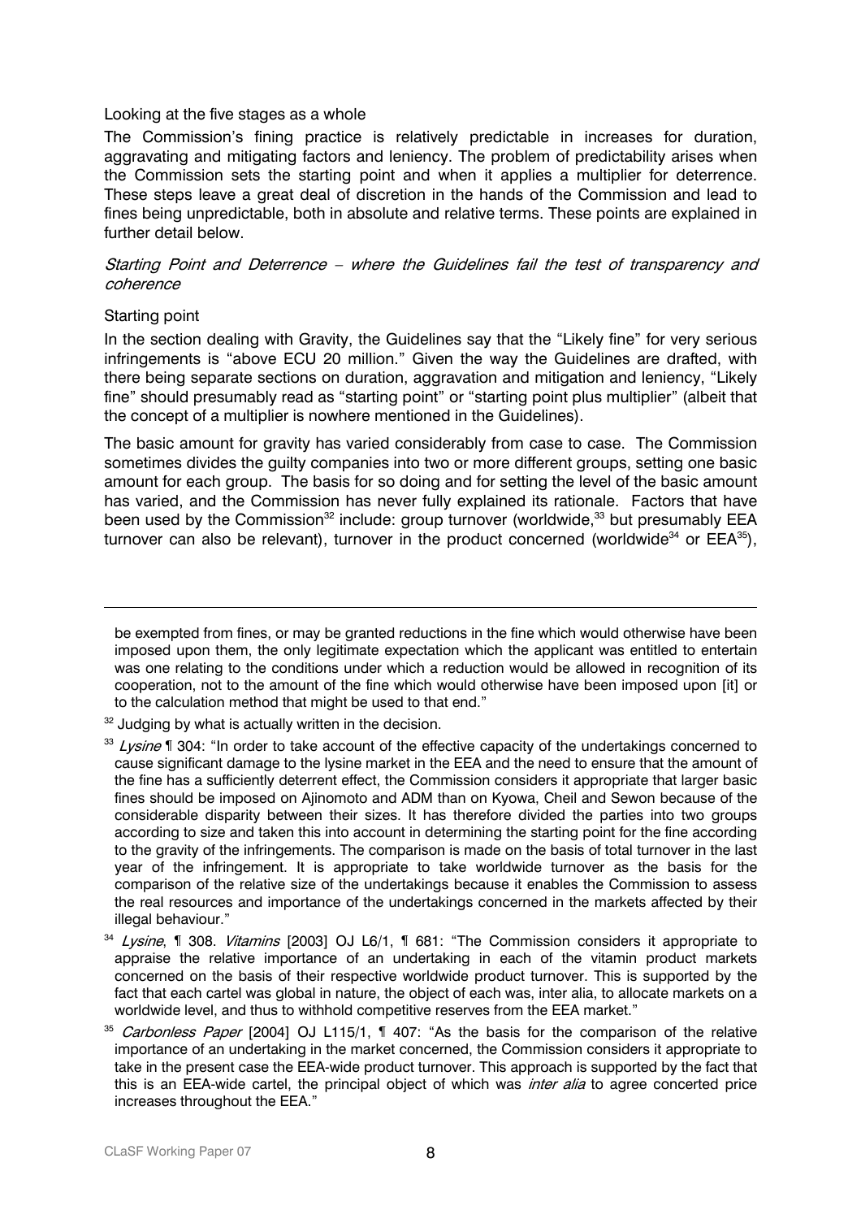Looking at the five stages as a whole

The Commission's fining practice is relatively predictable in increases for duration, aggravating and mitigating factors and leniency. The problem of predictability arises when the Commission sets the starting point and when it applies a multiplier for deterrence. These steps leave a great deal of discretion in the hands of the Commission and lead to fines being unpredictable, both in absolute and relative terms. These points are explained in further detail below.

*Starting Point and Deterrence – where the Guidelines fail the test of transparency and coherence*

Starting point

In the section dealing with Gravity, the Guidelines say that the "Likely fine" for very serious infringements is "above ECU 20 million." Given the way the Guidelines are drafted, with there being separate sections on duration, aggravation and mitigation and leniency, "Likely fine" should presumably read as "starting point" or "starting point plus multiplier" (albeit that the concept of a multiplier is nowhere mentioned in the Guidelines).

The basic amount for gravity has varied considerably from case to case. The Commission sometimes divides the guilty companies into two or more different groups, setting one basic amount for each group. The basis for so doing and for setting the level of the basic amount has varied, and the Commission has never fully explained its rationale. Factors that have been used by the Commission[32] include: group turnover (worldwide,[33] but presumably EEA turnover can also be relevant), turnover in the product concerned (worldwide[34] or EEA[35]),

---

be exempted from fines, or may be granted reductions in the fine which would otherwise have been imposed upon them, the only legitimate expectation which the applicant was entitled to entertain was one relating to the conditions under which a reduction would be allowed in recognition of its cooperation, not to the amount of the fine which would otherwise have been imposed upon [it] or to the calculation method that might be used to that end."

[32] Judging by what is actually written in the decision.

[33] *Lysine* ¶ 304: "In order to take account of the effective capacity of the undertakings concerned to cause significant damage to the lysine market in the EEA and the need to ensure that the amount of the fine has a sufficiently deterrent effect, the Commission considers it appropriate that larger basic fines should be imposed on Ajinomoto and ADM than on Kyowa, Cheil and Sewon because of the considerable disparity between their sizes. It has therefore divided the parties into two groups according to size and taken this into account in determining the starting point for the fine according to the gravity of the infringements. The comparison is made on the basis of total turnover in the last year of the infringement. It is appropriate to take worldwide turnover as the basis for the comparison of the relative size of the undertakings because it enables the Commission to assess the real resources and importance of the undertakings concerned in the markets affected by their illegal behaviour."

[34] *Lysine*, ¶ 308. *Vitamins* [2003] OJ L6/1, ¶ 681: "The Commission considers it appropriate to appraise the relative importance of an undertaking in each of the vitamin product markets concerned on the basis of their respective worldwide product turnover. This is supported by the fact that each cartel was global in nature, the object of each was, inter alia, to allocate markets on a worldwide level, and thus to withhold competitive reserves from the EEA market."

[35] *Carbonless Paper* [2004] OJ L115/1, ¶ 407: "As the basis for the comparison of the relative importance of an undertaking in the market concerned, the Commission considers it appropriate to take in the present case the EEA-wide product turnover. This approach is supported by the fact that this is an EEA-wide cartel, the principal object of which was *inter alia* to agree concerted price increases throughout the EEA."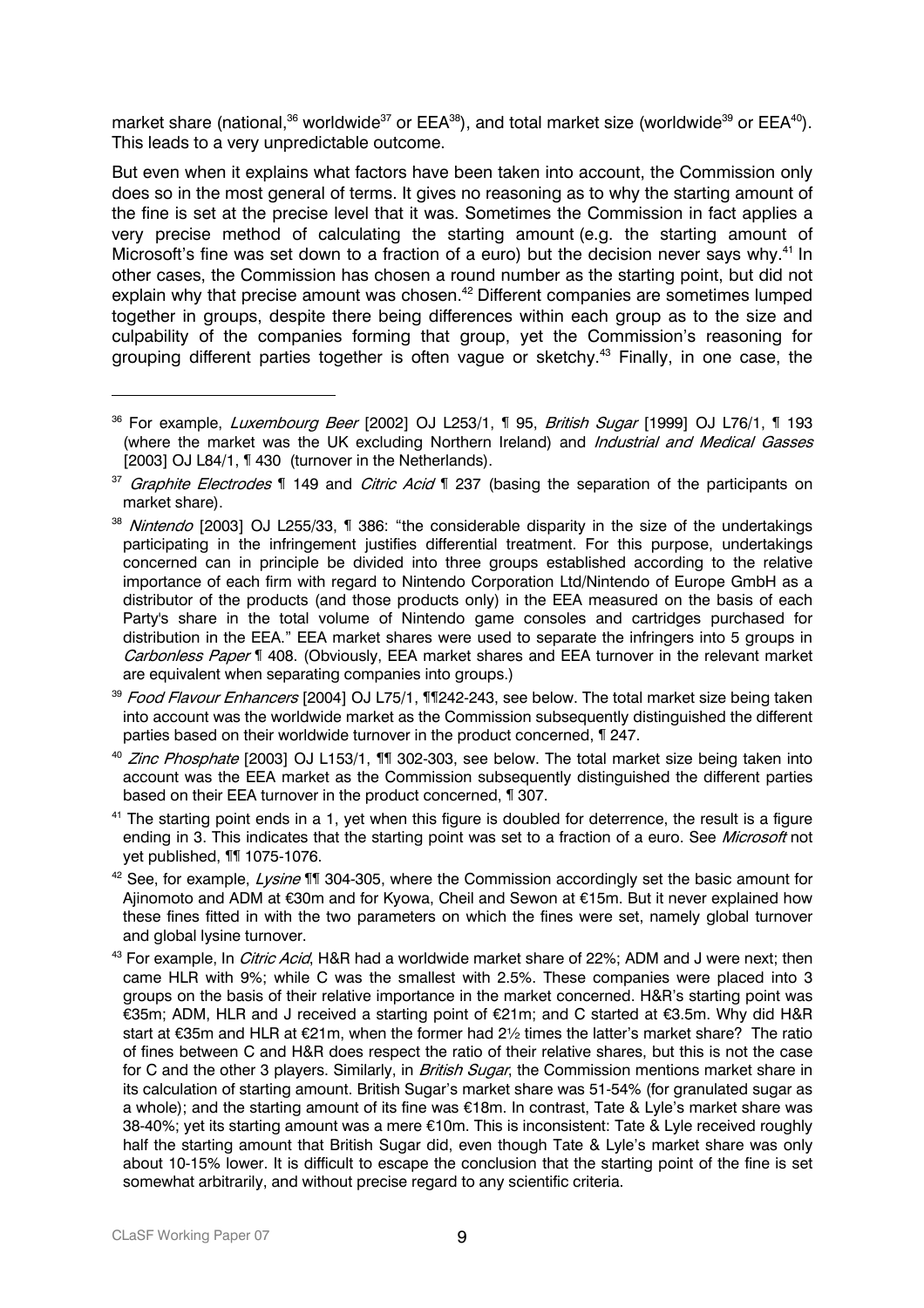market share (national,[36] worldwide[37] or EEA[38]), and total market size (worldwide[39] or EEA[40]). This leads to a very unpredictable outcome.

But even when it explains what factors have been taken into account, the Commission only does so in the most general of terms. It gives no reasoning as to why the starting amount of the fine is set at the precise level that it was. Sometimes the Commission in fact applies a very precise method of calculating the starting amount (e.g. the starting amount of Microsoft's fine was set down to a fraction of a euro) but the decision never says why.[41] In other cases, the Commission has chosen a round number as the starting point, but did not explain why that precise amount was chosen.[42] Different companies are sometimes lumped together in groups, despite there being differences within each group as to the size and culpability of the companies forming that group, yet the Commission's reasoning for grouping different parties together is often vague or sketchy.[43] Finally, in one case, the

---

[36] For example, *Luxembourg Beer* [2002] OJ L253/1, ¶ 95, *British Sugar* [1999] OJ L76/1, ¶ 193 (where the market was the UK excluding Northern Ireland) and *Industrial and Medical Gasses* [2003] OJ L84/1, ¶ 430 (turnover in the Netherlands).

[37] *Graphite Electrodes* ¶ 149 and *Citric Acid* ¶ 237 (basing the separation of the participants on market share).

[38] *Nintendo* [2003] OJ L255/33, ¶ 386: "the considerable disparity in the size of the undertakings participating in the infringement justifies differential treatment. For this purpose, undertakings concerned can in principle be divided into three groups established according to the relative importance of each firm with regard to Nintendo Corporation Ltd/Nintendo of Europe GmbH as a distributor of the products (and those products only) in the EEA measured on the basis of each Party's share in the total volume of Nintendo game consoles and cartridges purchased for distribution in the EEA." EEA market shares were used to separate the infringers into 5 groups in *Carbonless Paper* ¶ 408. (Obviously, EEA market shares and EEA turnover in the relevant market are equivalent when separating companies into groups.)

[39] *Food Flavour Enhancers* [2004] OJ L75/1, ¶¶242-243, see below. The total market size being taken into account was the worldwide market as the Commission subsequently distinguished the different parties based on their worldwide turnover in the product concerned, ¶ 247.

[40] *Zinc Phosphate* [2003] OJ L153/1, ¶¶ 302-303, see below. The total market size being taken into account was the EEA market as the Commission subsequently distinguished the different parties based on their EEA turnover in the product concerned, ¶ 307.

[41] The starting point ends in a 1, yet when this figure is doubled for deterrence, the result is a figure ending in 3. This indicates that the starting point was set to a fraction of a euro. See *Microsoft* not yet published, ¶¶ 1075-1076.

[42] See, for example, *Lysine* ¶¶ 304-305, where the Commission accordingly set the basic amount for Ajinomoto and ADM at €30m and for Kyowa, Cheil and Sewon at €15m. But it never explained how these fines fitted in with the two parameters on which the fines were set, namely global turnover and global lysine turnover.

[43] For example, In *Citric Acid*, H&R had a worldwide market share of 22%; ADM and J were next; then came HLR with 9%; while C was the smallest with 2.5%. These companies were placed into 3 groups on the basis of their relative importance in the market concerned. H&R's starting point was €35m; ADM, HLR and J received a starting point of €21m; and C started at €3.5m. Why did H&R start at €35m and HLR at €21m, when the former had 2½ times the latter's market share? The ratio of fines between C and H&R does respect the ratio of their relative shares, but this is not the case for C and the other 3 players. Similarly, in *British Sugar*, the Commission mentions market share in its calculation of starting amount. British Sugar's market share was 51-54% (for granulated sugar as a whole); and the starting amount of its fine was €18m. In contrast, Tate & Lyle's market share was 38-40%; yet its starting amount was a mere €10m. This is inconsistent: Tate & Lyle received roughly half the starting amount that British Sugar did, even though Tate & Lyle's market share was only about 10-15% lower. It is difficult to escape the conclusion that the starting point of the fine is set somewhat arbitrarily, and without precise regard to any scientific criteria.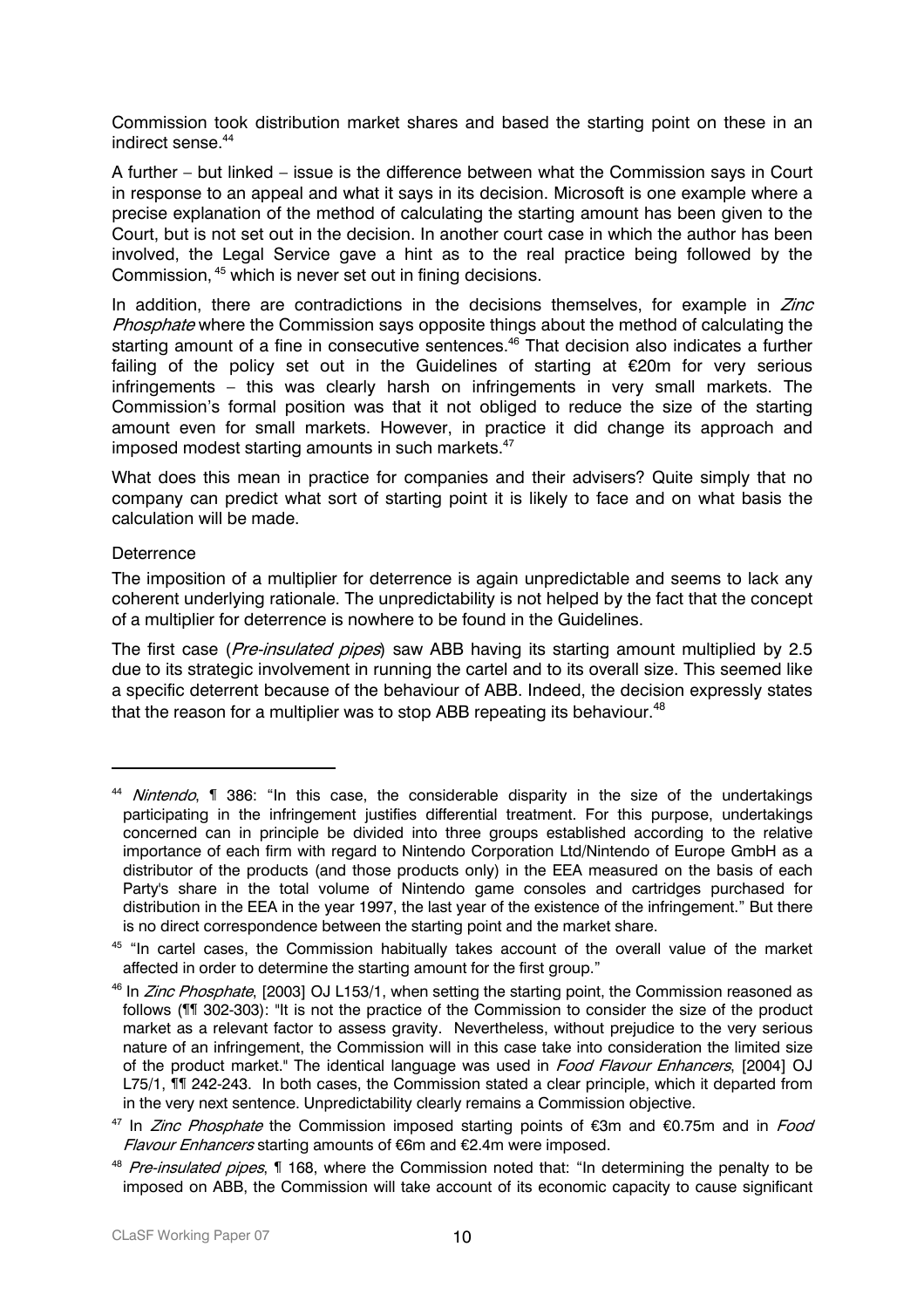Commission took distribution market shares and based the starting point on these in an indirect sense.[44]

A further – but linked – issue is the difference between what the Commission says in Court in response to an appeal and what it says in its decision. Microsoft is one example where a precise explanation of the method of calculating the starting amount has been given to the Court, but is not set out in the decision. In another court case in which the author has been involved, the Legal Service gave a hint as to the real practice being followed by the Commission,[45] which is never set out in fining decisions.

In addition, there are contradictions in the decisions themselves, for example in *Zinc Phosphate* where the Commission says opposite things about the method of calculating the starting amount of a fine in consecutive sentences.[46] That decision also indicates a further failing of the policy set out in the Guidelines of starting at €20m for very serious infringements – this was clearly harsh on infringements in very small markets. The Commission's formal position was that it not obliged to reduce the size of the starting amount even for small markets. However, in practice it did change its approach and imposed modest starting amounts in such markets.[47]

What does this mean in practice for companies and their advisers? Quite simply that no company can predict what sort of starting point it is likely to face and on what basis the calculation will be made.

Deterrence

The imposition of a multiplier for deterrence is again unpredictable and seems to lack any coherent underlying rationale. The unpredictability is not helped by the fact that the concept of a multiplier for deterrence is nowhere to be found in the Guidelines.

The first case (*Pre-insulated pipes*) saw ABB having its starting amount multiplied by 2.5 due to its strategic involvement in running the cartel and to its overall size. This seemed like a specific deterrent because of the behaviour of ABB. Indeed, the decision expressly states that the reason for a multiplier was to stop ABB repeating its behaviour.[48]

---

[44] *Nintendo*, ¶ 386: "In this case, the considerable disparity in the size of the undertakings participating in the infringement justifies differential treatment. For this purpose, undertakings concerned can in principle be divided into three groups established according to the relative importance of each firm with regard to Nintendo Corporation Ltd/Nintendo of Europe GmbH as a distributor of the products (and those products only) in the EEA measured on the basis of each Party's share in the total volume of Nintendo game consoles and cartridges purchased for distribution in the EEA in the year 1997, the last year of the existence of the infringement." But there is no direct correspondence between the starting point and the market share.

[45] "In cartel cases, the Commission habitually takes account of the overall value of the market affected in order to determine the starting amount for the first group."

[46] In *Zinc Phosphate*, [2003] OJ L153/1, when setting the starting point, the Commission reasoned as follows (¶¶ 302-303): "It is not the practice of the Commission to consider the size of the product market as a relevant factor to assess gravity. Nevertheless, without prejudice to the very serious nature of an infringement, the Commission will in this case take into consideration the limited size of the product market." The identical language was used in *Food Flavour Enhancers*, [2004] OJ L75/1, ¶¶ 242-243. In both cases, the Commission stated a clear principle, which it departed from in the very next sentence. Unpredictability clearly remains a Commission objective.

[47] In *Zinc Phosphate* the Commission imposed starting points of €3m and €0.75m and in *Food Flavour Enhancers* starting amounts of €6m and €2.4m were imposed.

[48] *Pre-insulated pipes*, ¶ 168, where the Commission noted that: "In determining the penalty to be imposed on ABB, the Commission will take account of its economic capacity to cause significant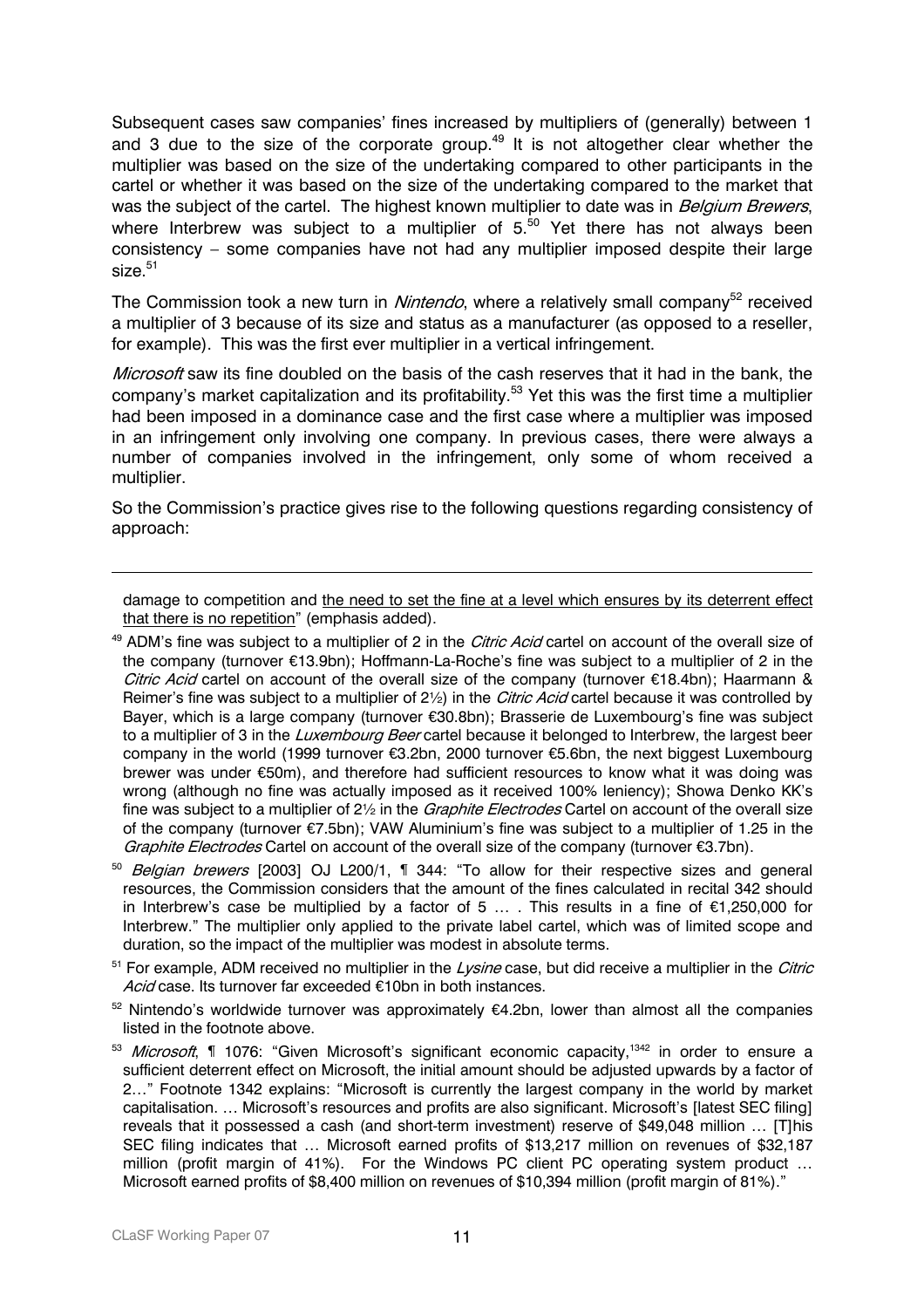Subsequent cases saw companies' fines increased by multipliers of (generally) between 1 and 3 due to the size of the corporate group.[49] It is not altogether clear whether the multiplier was based on the size of the undertaking compared to other participants in the cartel or whether it was based on the size of the undertaking compared to the market that was the subject of the cartel. The highest known multiplier to date was in *Belgium Brewers*, where Interbrew was subject to a multiplier of 5.[50] Yet there has not always been consistency – some companies have not had any multiplier imposed despite their large size.[51]

The Commission took a new turn in *Nintendo*, where a relatively small company[52] received a multiplier of 3 because of its size and status as a manufacturer (as opposed to a reseller, for example). This was the first ever multiplier in a vertical infringement.

*Microsoft* saw its fine doubled on the basis of the cash reserves that it had in the bank, the company's market capitalization and its profitability.[53] Yet this was the first time a multiplier had been imposed in a dominance case and the first case where a multiplier was imposed in an infringement only involving one company. In previous cases, there were always a number of companies involved in the infringement, only some of whom received a multiplier.

So the Commission's practice gives rise to the following questions regarding consistency of approach:

---

damage to competition and <u>the need to set the fine at a level which ensures by its deterrent effect that there is no repetition</u>" (emphasis added).

[49] ADM's fine was subject to a multiplier of 2 in the *Citric Acid* cartel on account of the overall size of the company (turnover €13.9bn); Hoffmann-La-Roche's fine was subject to a multiplier of 2 in the *Citric Acid* cartel on account of the overall size of the company (turnover €18.4bn); Haarmann & Reimer's fine was subject to a multiplier of 2½) in the *Citric Acid* cartel because it was controlled by Bayer, which is a large company (turnover €30.8bn); Brasserie de Luxembourg's fine was subject to a multiplier of 3 in the *Luxembourg Beer* cartel because it belonged to Interbrew, the largest beer company in the world (1999 turnover €3.2bn, 2000 turnover €5.6bn, the next biggest Luxembourg brewer was under €50m), and therefore had sufficient resources to know what it was doing was wrong (although no fine was actually imposed as it received 100% leniency); Showa Denko KK's fine was subject to a multiplier of 2½ in the *Graphite Electrodes* Cartel on account of the overall size of the company (turnover €7.5bn); VAW Aluminium's fine was subject to a multiplier of 1.25 in the *Graphite Electrodes* Cartel on account of the overall size of the company (turnover €3.7bn).

[50] *Belgian brewers* [2003] OJ L200/1, ¶ 344: "To allow for their respective sizes and general resources, the Commission considers that the amount of the fines calculated in recital 342 should in Interbrew's case be multiplied by a factor of 5 … . This results in a fine of €1,250,000 for Interbrew." The multiplier only applied to the private label cartel, which was of limited scope and duration, so the impact of the multiplier was modest in absolute terms.

[51] For example, ADM received no multiplier in the *Lysine* case, but did receive a multiplier in the *Citric Acid* case. Its turnover far exceeded €10bn in both instances.

[52] Nintendo's worldwide turnover was approximately €4.2bn, lower than almost all the companies listed in the footnote above.

[53] *Microsoft*, ¶ 1076: "Given Microsoft's significant economic capacity,[1342] in order to ensure a sufficient deterrent effect on Microsoft, the initial amount should be adjusted upwards by a factor of 2…" Footnote 1342 explains: "Microsoft is currently the largest company in the world by market capitalisation. … Microsoft's resources and profits are also significant. Microsoft's [latest SEC filing] reveals that it possessed a cash (and short-term investment) reserve of $49,048 million … [T]his SEC filing indicates that … Microsoft earned profits of $13,217 million on revenues of $32,187 million (profit margin of 41%). For the Windows PC client PC operating system product … Microsoft earned profits of $8,400 million on revenues of $10,394 million (profit margin of 81%)."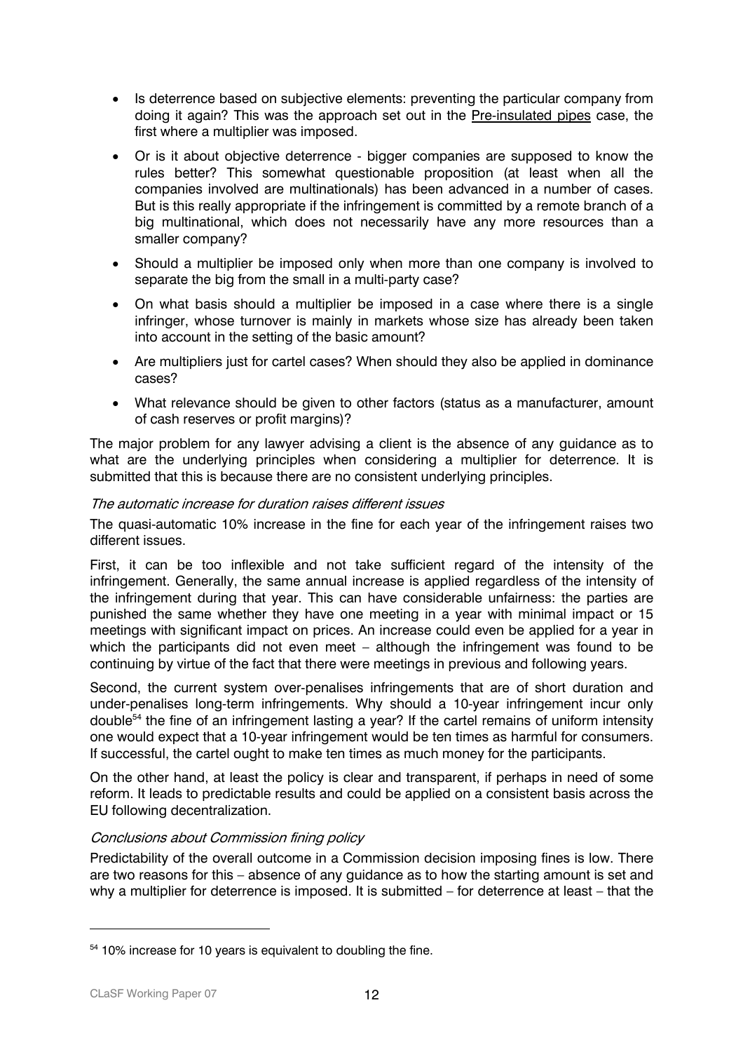- Is deterrence based on subjective elements: preventing the particular company from doing it again? This was the approach set out in the Pre-insulated pipes case, the first where a multiplier was imposed.
- Or is it about objective deterrence - bigger companies are supposed to know the rules better? This somewhat questionable proposition (at least when all the companies involved are multinationals) has been advanced in a number of cases. But is this really appropriate if the infringement is committed by a remote branch of a big multinational, which does not necessarily have any more resources than a smaller company?
- Should a multiplier be imposed only when more than one company is involved to separate the big from the small in a multi-party case?
- On what basis should a multiplier be imposed in a case where there is a single infringer, whose turnover is mainly in markets whose size has already been taken into account in the setting of the basic amount?
- Are multipliers just for cartel cases? When should they also be applied in dominance cases?
- What relevance should be given to other factors (status as a manufacturer, amount of cash reserves or profit margins)?

The major problem for any lawyer advising a client is the absence of any guidance as to what are the underlying principles when considering a multiplier for deterrence. It is submitted that this is because there are no consistent underlying principles.

*The automatic increase for duration raises different issues*

The quasi-automatic 10% increase in the fine for each year of the infringement raises two different issues.

First, it can be too inflexible and not take sufficient regard of the intensity of the infringement. Generally, the same annual increase is applied regardless of the intensity of the infringement during that year. This can have considerable unfairness: the parties are punished the same whether they have one meeting in a year with minimal impact or 15 meetings with significant impact on prices. An increase could even be applied for a year in which the participants did not even meet – although the infringement was found to be continuing by virtue of the fact that there were meetings in previous and following years.

Second, the current system over-penalises infringements that are of short duration and under-penalises long-term infringements. Why should a 10-year infringement incur only double[54] the fine of an infringement lasting a year? If the cartel remains of uniform intensity one would expect that a 10-year infringement would be ten times as harmful for consumers. If successful, the cartel ought to make ten times as much money for the participants.

On the other hand, at least the policy is clear and transparent, if perhaps in need of some reform. It leads to predictable results and could be applied on a consistent basis across the EU following decentralization.

*Conclusions about Commission fining policy*

Predictability of the overall outcome in a Commission decision imposing fines is low. There are two reasons for this – absence of any guidance as to how the starting amount is set and why a multiplier for deterrence is imposed. It is submitted – for deterrence at least – that the

---

[54] 10% increase for 10 years is equivalent to doubling the fine.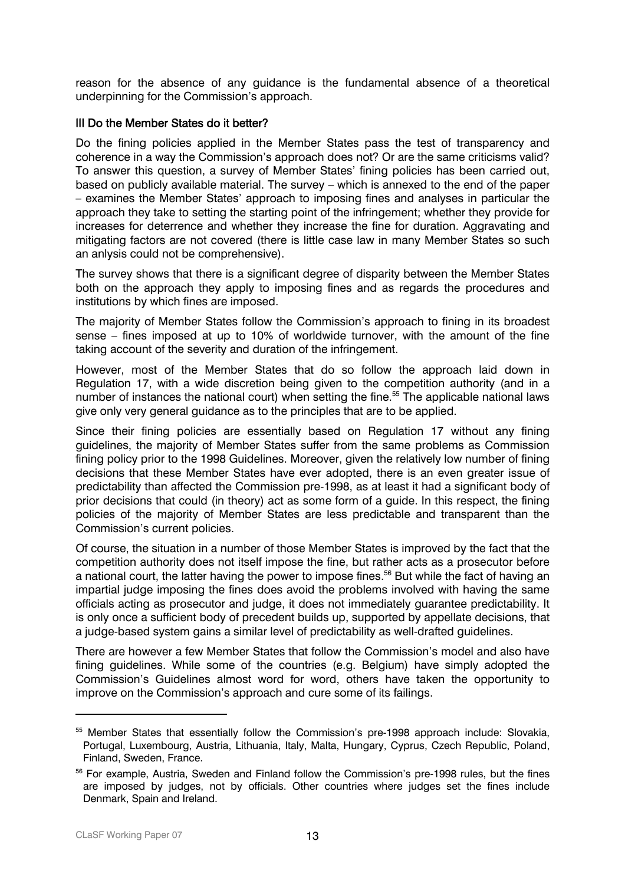reason for the absence of any guidance is the fundamental absence of a theoretical underpinning for the Commission's approach.

### III Do the Member States do it better?

Do the fining policies applied in the Member States pass the test of transparency and coherence in a way the Commission's approach does not? Or are the same criticisms valid? To answer this question, a survey of Member States' fining policies has been carried out, based on publicly available material. The survey – which is annexed to the end of the paper – examines the Member States' approach to imposing fines and analyses in particular the approach they take to setting the starting point of the infringement; whether they provide for increases for deterrence and whether they increase the fine for duration. Aggravating and mitigating factors are not covered (there is little case law in many Member States so such an anlysis could not be comprehensive).

The survey shows that there is a significant degree of disparity between the Member States both on the approach they apply to imposing fines and as regards the procedures and institutions by which fines are imposed.

The majority of Member States follow the Commission's approach to fining in its broadest sense – fines imposed at up to 10% of worldwide turnover, with the amount of the fine taking account of the severity and duration of the infringement.

However, most of the Member States that do so follow the approach laid down in Regulation 17, with a wide discretion being given to the competition authority (and in a number of instances the national court) when setting the fine.[55] The applicable national laws give only very general guidance as to the principles that are to be applied.

Since their fining policies are essentially based on Regulation 17 without any fining guidelines, the majority of Member States suffer from the same problems as Commission fining policy prior to the 1998 Guidelines. Moreover, given the relatively low number of fining decisions that these Member States have ever adopted, there is an even greater issue of predictability than affected the Commission pre-1998, as at least it had a significant body of prior decisions that could (in theory) act as some form of a guide. In this respect, the fining policies of the majority of Member States are less predictable and transparent than the Commission's current policies.

Of course, the situation in a number of those Member States is improved by the fact that the competition authority does not itself impose the fine, but rather acts as a prosecutor before a national court, the latter having the power to impose fines.[56] But while the fact of having an impartial judge imposing the fines does avoid the problems involved with having the same officials acting as prosecutor and judge, it does not immediately guarantee predictability. It is only once a sufficient body of precedent builds up, supported by appellate decisions, that a judge-based system gains a similar level of predictability as well-drafted guidelines.

There are however a few Member States that follow the Commission's model and also have fining guidelines. While some of the countries (e.g. Belgium) have simply adopted the Commission's Guidelines almost word for word, others have taken the opportunity to improve on the Commission's approach and cure some of its failings.

---

[55] Member States that essentially follow the Commission's pre-1998 approach include: Slovakia, Portugal, Luxembourg, Austria, Lithuania, Italy, Malta, Hungary, Cyprus, Czech Republic, Poland, Finland, Sweden, France.

[56] For example, Austria, Sweden and Finland follow the Commission's pre-1998 rules, but the fines are imposed by judges, not by officials. Other countries where judges set the fines include Denmark, Spain and Ireland.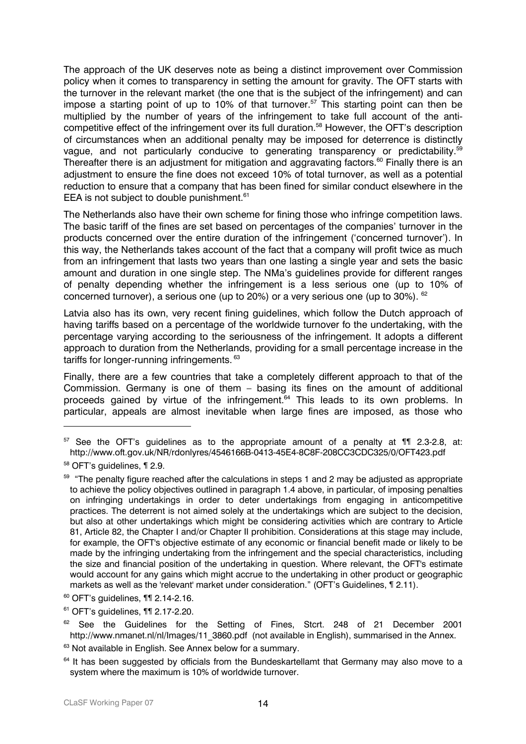The approach of the UK deserves note as being a distinct improvement over Commission policy when it comes to transparency in setting the amount for gravity. The OFT starts with the turnover in the relevant market (the one that is the subject of the infringement) and can impose a starting point of up to 10% of that turnover.[57] This starting point can then be multiplied by the number of years of the infringement to take full account of the anti-competitive effect of the infringement over its full duration.[58] However, the OFT's description of circumstances when an additional penalty may be imposed for deterrence is distinctly vague, and not particularly conducive to generating transparency or predictability.[59] Thereafter there is an adjustment for mitigation and aggravating factors.[60] Finally there is an adjustment to ensure the fine does not exceed 10% of total turnover, as well as a potential reduction to ensure that a company that has been fined for similar conduct elsewhere in the EEA is not subject to double punishment.[61]

The Netherlands also have their own scheme for fining those who infringe competition laws. The basic tariff of the fines are set based on percentages of the companies' turnover in the products concerned over the entire duration of the infringement ('concerned turnover'). In this way, the Netherlands takes account of the fact that a company will profit twice as much from an infringement that lasts two years than one lasting a single year and sets the basic amount and duration in one single step. The NMa's guidelines provide for different ranges of penalty depending whether the infringement is a less serious one (up to 10% of concerned turnover), a serious one (up to 20%) or a very serious one (up to 30%).[62]

Latvia also has its own, very recent fining guidelines, which follow the Dutch approach of having tariffs based on a percentage of the worldwide turnover fo the undertaking, with the percentage varying according to the seriousness of the infringement. It adopts a different approach to duration from the Netherlands, providing for a small percentage increase in the tariffs for longer-running infringements.[63]

Finally, there are a few countries that take a completely different approach to that of the Commission. Germany is one of them – basing its fines on the amount of additional proceeds gained by virtue of the infringement.[64] This leads to its own problems. In particular, appeals are almost inevitable when large fines are imposed, as those who

---

[57] See the OFT's guidelines as to the appropriate amount of a penalty at ¶¶ 2.3-2.8, at: http://www.oft.gov.uk/NR/rdonlyres/4546166B-0413-45E4-8C8F-208CC3CDC325/0/OFT423.pdf

[58] OFT's guidelines, ¶ 2.9.

[59] "The penalty figure reached after the calculations in steps 1 and 2 may be adjusted as appropriate to achieve the policy objectives outlined in paragraph 1.4 above, in particular, of imposing penalties on infringing undertakings in order to deter undertakings from engaging in anticompetitive practices. The deterrent is not aimed solely at the undertakings which are subject to the decision, but also at other undertakings which might be considering activities which are contrary to Article 81, Article 82, the Chapter I and/or Chapter II prohibition. Considerations at this stage may include, for example, the OFT's objective estimate of any economic or financial benefit made or likely to be made by the infringing undertaking from the infringement and the special characteristics, including the size and financial position of the undertaking in question. Where relevant, the OFT's estimate would account for any gains which might accrue to the undertaking in other product or geographic markets as well as the 'relevant' market under consideration." (OFT's Guidelines, ¶ 2.11).

[60] OFT's guidelines, ¶¶ 2.14-2.16.

[61] OFT's guidelines, ¶¶ 2.17-2.20.

[62] See the Guidelines for the Setting of Fines, Stcrt. 248 of 21 December 2001 http://www.nmanet.nl/nl/Images/11_3860.pdf (not available in English), summarised in the Annex.

[63] Not available in English. See Annex below for a summary.

[64] It has been suggested by officials from the Bundeskartellamt that Germany may also move to a system where the maximum is 10% of worldwide turnover.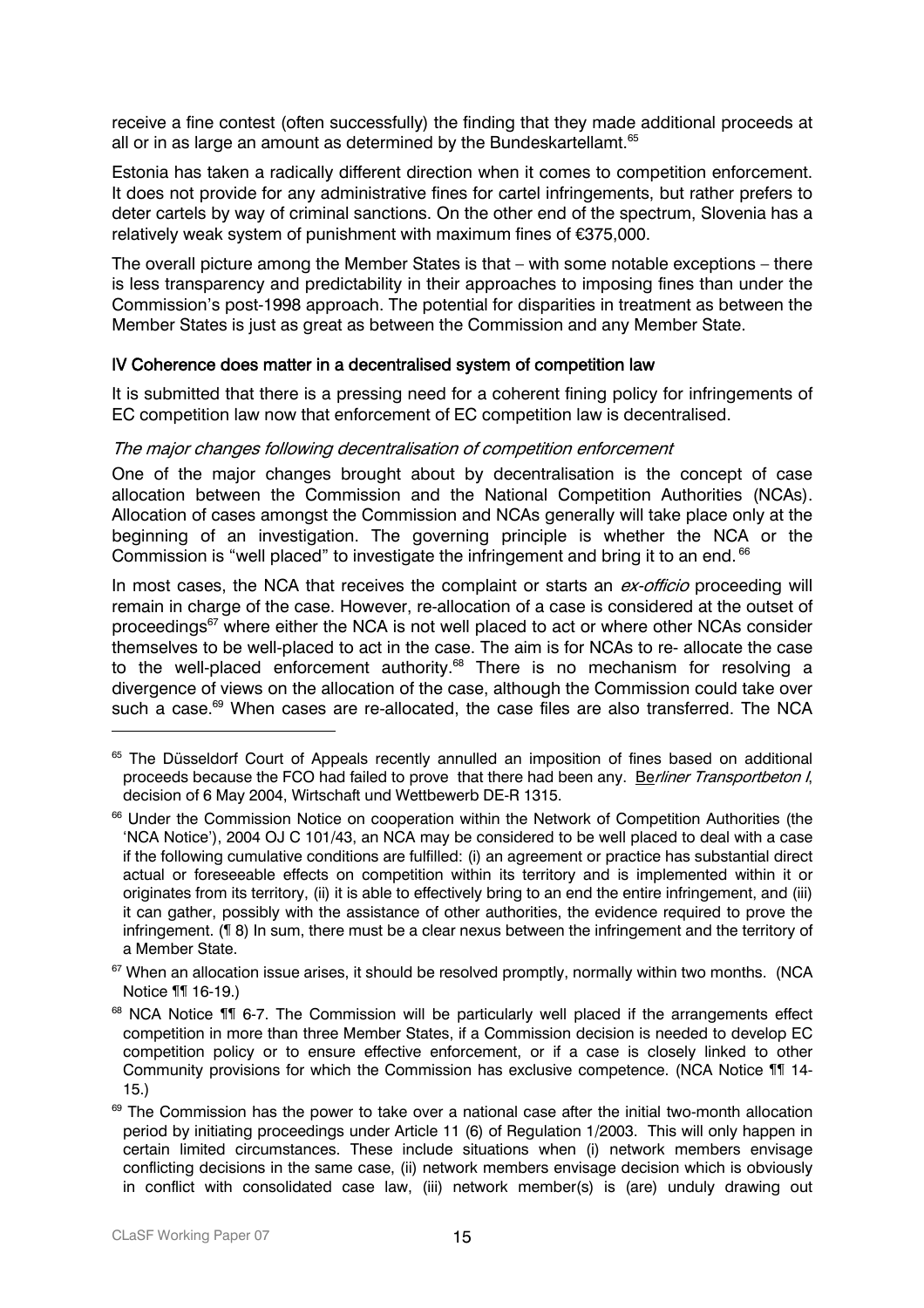receive a fine contest (often successfully) the finding that they made additional proceeds at all or in as large an amount as determined by the Bundeskartellamt.[65]

Estonia has taken a radically different direction when it comes to competition enforcement. It does not provide for any administrative fines for cartel infringements, but rather prefers to deter cartels by way of criminal sanctions. On the other end of the spectrum, Slovenia has a relatively weak system of punishment with maximum fines of €375,000.

The overall picture among the Member States is that – with some notable exceptions – there is less transparency and predictability in their approaches to imposing fines than under the Commission's post-1998 approach. The potential for disparities in treatment as between the Member States is just as great as between the Commission and any Member State.

### IV Coherence does matter in a decentralised system of competition law

It is submitted that there is a pressing need for a coherent fining policy for infringements of EC competition law now that enforcement of EC competition law is decentralised.

#### *The major changes following decentralisation of competition enforcement*

One of the major changes brought about by decentralisation is the concept of case allocation between the Commission and the National Competition Authorities (NCAs). Allocation of cases amongst the Commission and NCAs generally will take place only at the beginning of an investigation. The governing principle is whether the NCA or the Commission is "well placed" to investigate the infringement and bring it to an end.[66]

In most cases, the NCA that receives the complaint or starts an *ex-officio* proceeding will remain in charge of the case. However, re-allocation of a case is considered at the outset of proceedings[67] where either the NCA is not well placed to act or where other NCAs consider themselves to be well-placed to act in the case. The aim is for NCAs to re- allocate the case to the well-placed enforcement authority.[68] There is no mechanism for resolving a divergence of views on the allocation of the case, although the Commission could take over such a case.[69] When cases are re-allocated, the case files are also transferred. The NCA

---

[65] The Düsseldorf Court of Appeals recently annulled an imposition of fines based on additional proceeds because the FCO had failed to prove that there had been any. *Berliner Transportbeton I*, decision of 6 May 2004, Wirtschaft und Wettbewerb DE-R 1315.

[66] Under the Commission Notice on cooperation within the Network of Competition Authorities (the 'NCA Notice'), 2004 OJ C 101/43, an NCA may be considered to be well placed to deal with a case if the following cumulative conditions are fulfilled: (i) an agreement or practice has substantial direct actual or foreseeable effects on competition within its territory and is implemented within it or originates from its territory, (ii) it is able to effectively bring to an end the entire infringement, and (iii) it can gather, possibly with the assistance of other authorities, the evidence required to prove the infringement. (¶ 8) In sum, there must be a clear nexus between the infringement and the territory of a Member State.

[67] When an allocation issue arises, it should be resolved promptly, normally within two months. (NCA Notice ¶¶ 16-19.)

[68] NCA Notice ¶¶ 6-7. The Commission will be particularly well placed if the arrangements effect competition in more than three Member States, if a Commission decision is needed to develop EC competition policy or to ensure effective enforcement, or if a case is closely linked to other Community provisions for which the Commission has exclusive competence. (NCA Notice ¶¶ 14-15.)

[69] The Commission has the power to take over a national case after the initial two-month allocation period by initiating proceedings under Article 11 (6) of Regulation 1/2003. This will only happen in certain limited circumstances. These include situations when (i) network members envisage conflicting decisions in the same case, (ii) network members envisage decision which is obviously in conflict with consolidated case law, (iii) network member(s) is (are) unduly drawing out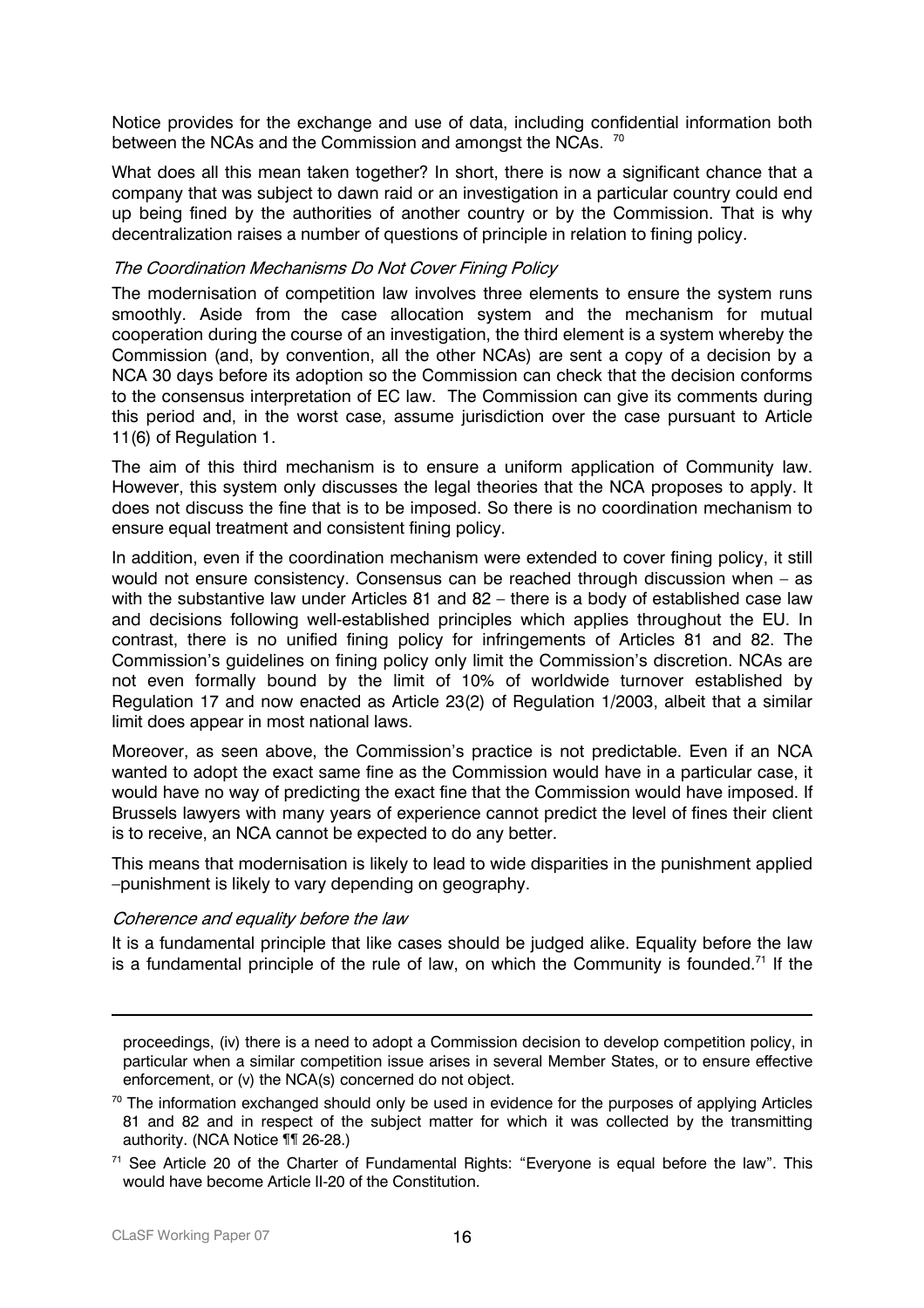Notice provides for the exchange and use of data, including confidential information both between the NCAs and the Commission and amongst the NCAs. [70]

What does all this mean taken together? In short, there is now a significant chance that a company that was subject to dawn raid or an investigation in a particular country could end up being fined by the authorities of another country or by the Commission. That is why decentralization raises a number of questions of principle in relation to fining policy.

#### *The Coordination Mechanisms Do Not Cover Fining Policy*

The modernisation of competition law involves three elements to ensure the system runs smoothly. Aside from the case allocation system and the mechanism for mutual cooperation during the course of an investigation, the third element is a system whereby the Commission (and, by convention, all the other NCAs) are sent a copy of a decision by a NCA 30 days before its adoption so the Commission can check that the decision conforms to the consensus interpretation of EC law. The Commission can give its comments during this period and, in the worst case, assume jurisdiction over the case pursuant to Article 11(6) of Regulation 1.

The aim of this third mechanism is to ensure a uniform application of Community law. However, this system only discusses the legal theories that the NCA proposes to apply. It does not discuss the fine that is to be imposed. So there is no coordination mechanism to ensure equal treatment and consistent fining policy.

In addition, even if the coordination mechanism were extended to cover fining policy, it still would not ensure consistency. Consensus can be reached through discussion when – as with the substantive law under Articles 81 and 82 – there is a body of established case law and decisions following well-established principles which applies throughout the EU. In contrast, there is no unified fining policy for infringements of Articles 81 and 82. The Commission's guidelines on fining policy only limit the Commission's discretion. NCAs are not even formally bound by the limit of 10% of worldwide turnover established by Regulation 17 and now enacted as Article 23(2) of Regulation 1/2003, albeit that a similar limit does appear in most national laws.

Moreover, as seen above, the Commission's practice is not predictable. Even if an NCA wanted to adopt the exact same fine as the Commission would have in a particular case, it would have no way of predicting the exact fine that the Commission would have imposed. If Brussels lawyers with many years of experience cannot predict the level of fines their client is to receive, an NCA cannot be expected to do any better.

This means that modernisation is likely to lead to wide disparities in the punishment applied –punishment is likely to vary depending on geography.

#### *Coherence and equality before the law*

It is a fundamental principle that like cases should be judged alike. Equality before the law is a fundamental principle of the rule of law, on which the Community is founded.[71] If the

---

proceedings, (iv) there is a need to adopt a Commission decision to develop competition policy, in particular when a similar competition issue arises in several Member States, or to ensure effective enforcement, or (v) the NCA(s) concerned do not object.

[70] The information exchanged should only be used in evidence for the purposes of applying Articles 81 and 82 and in respect of the subject matter for which it was collected by the transmitting authority. (NCA Notice ¶¶ 26-28.)

[71] See Article 20 of the Charter of Fundamental Rights: "Everyone is equal before the law". This would have become Article II-20 of the Constitution.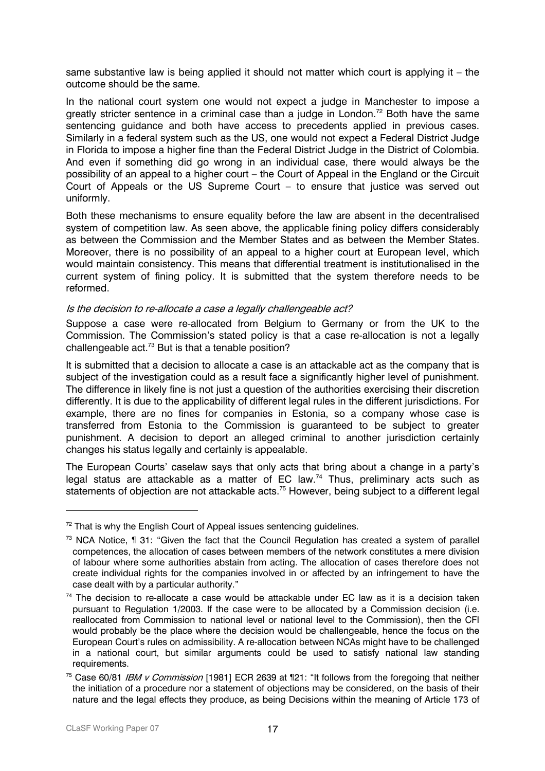same substantive law is being applied it should not matter which court is applying it – the outcome should be the same.

In the national court system one would not expect a judge in Manchester to impose a greatly stricter sentence in a criminal case than a judge in London.[72] Both have the same sentencing guidance and both have access to precedents applied in previous cases. Similarly in a federal system such as the US, one would not expect a Federal District Judge in Florida to impose a higher fine than the Federal District Judge in the District of Colombia. And even if something did go wrong in an individual case, there would always be the possibility of an appeal to a higher court – the Court of Appeal in the England or the Circuit Court of Appeals or the US Supreme Court – to ensure that justice was served out uniformly.

Both these mechanisms to ensure equality before the law are absent in the decentralised system of competition law. As seen above, the applicable fining policy differs considerably as between the Commission and the Member States and as between the Member States. Moreover, there is no possibility of an appeal to a higher court at European level, which would maintain consistency. This means that differential treatment is institutionalised in the current system of fining policy. It is submitted that the system therefore needs to be reformed.

### *Is the decision to re-allocate a case a legally challengeable act?*

Suppose a case were re-allocated from Belgium to Germany or from the UK to the Commission. The Commission's stated policy is that a case re-allocation is not a legally challengeable act.[73] But is that a tenable position?

It is submitted that a decision to allocate a case is an attackable act as the company that is subject of the investigation could as a result face a significantly higher level of punishment. The difference in likely fine is not just a question of the authorities exercising their discretion differently. It is due to the applicability of different legal rules in the different jurisdictions. For example, there are no fines for companies in Estonia, so a company whose case is transferred from Estonia to the Commission is guaranteed to be subject to greater punishment. A decision to deport an alleged criminal to another jurisdiction certainly changes his status legally and certainly is appealable.

The European Courts' caselaw says that only acts that bring about a change in a party's legal status are attackable as a matter of EC law.[74] Thus, preliminary acts such as statements of objection are not attackable acts.[75] However, being subject to a different legal

---

[72] That is why the English Court of Appeal issues sentencing guidelines.

[73] NCA Notice, ¶ 31: "Given the fact that the Council Regulation has created a system of parallel competences, the allocation of cases between members of the network constitutes a mere division of labour where some authorities abstain from acting. The allocation of cases therefore does not create individual rights for the companies involved in or affected by an infringement to have the case dealt with by a particular authority."

[74] The decision to re-allocate a case would be attackable under EC law as it is a decision taken pursuant to Regulation 1/2003. If the case were to be allocated by a Commission decision (i.e. reallocated from Commission to national level or national level to the Commission), then the CFI would probably be the place where the decision would be challengeable, hence the focus on the European Court's rules on admissibility. A re-allocation between NCAs might have to be challenged in a national court, but similar arguments could be used to satisfy national law standing requirements.

[75] Case 60/81 *IBM v Commission* [1981] ECR 2639 at ¶21: "It follows from the foregoing that neither the initiation of a procedure nor a statement of objections may be considered, on the basis of their nature and the legal effects they produce, as being Decisions within the meaning of Article 173 of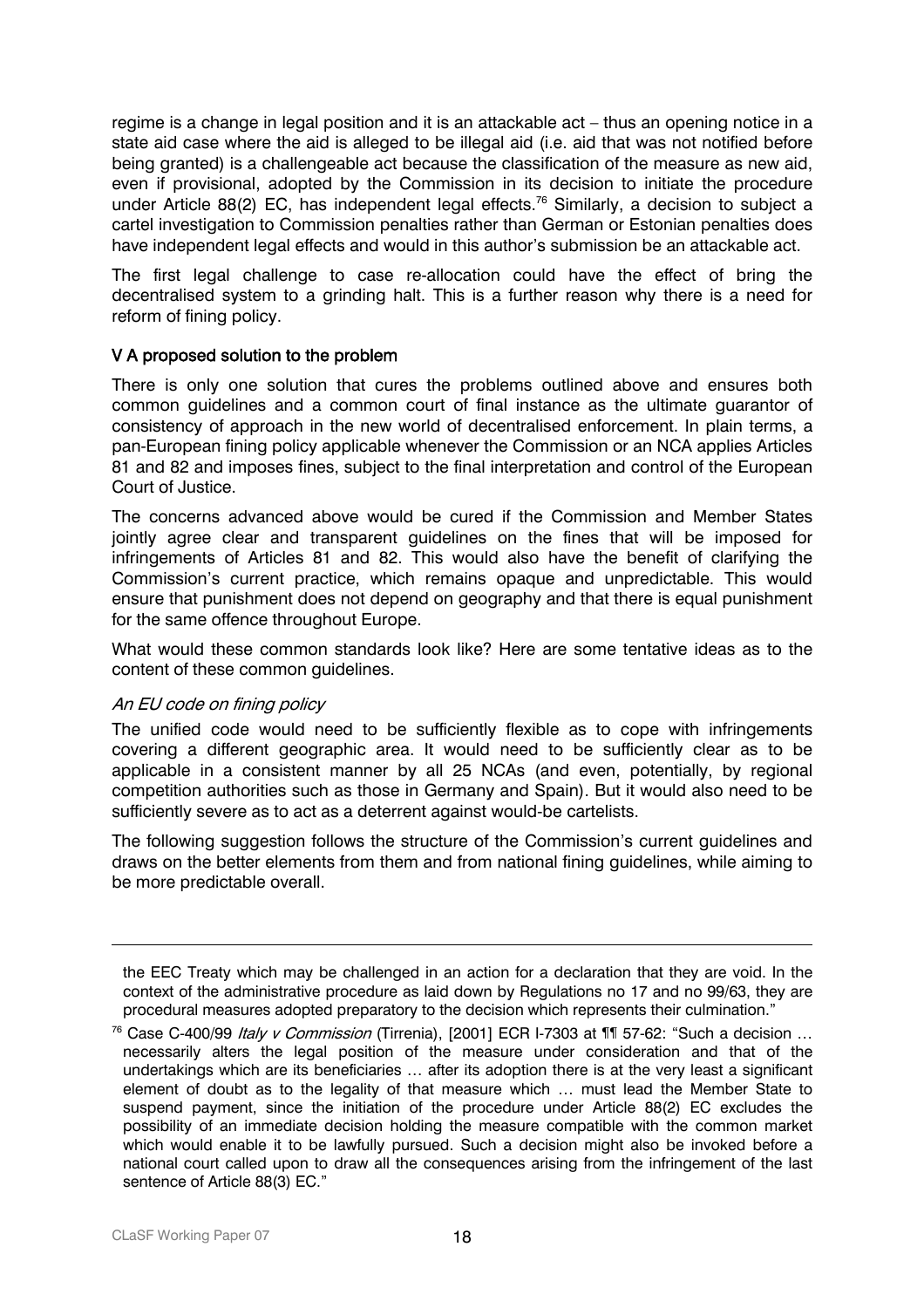regime is a change in legal position and it is an attackable act – thus an opening notice in a state aid case where the aid is alleged to be illegal aid (i.e. aid that was not notified before being granted) is a challengeable act because the classification of the measure as new aid, even if provisional, adopted by the Commission in its decision to initiate the procedure under Article 88(2) EC, has independent legal effects.[76] Similarly, a decision to subject a cartel investigation to Commission penalties rather than German or Estonian penalties does have independent legal effects and would in this author's submission be an attackable act.

The first legal challenge to case re-allocation could have the effect of bring the decentralised system to a grinding halt. This is a further reason why there is a need for reform of fining policy.

### V A proposed solution to the problem

There is only one solution that cures the problems outlined above and ensures both common guidelines and a common court of final instance as the ultimate guarantor of consistency of approach in the new world of decentralised enforcement. In plain terms, a pan-European fining policy applicable whenever the Commission or an NCA applies Articles 81 and 82 and imposes fines, subject to the final interpretation and control of the European Court of Justice.

The concerns advanced above would be cured if the Commission and Member States jointly agree clear and transparent guidelines on the fines that will be imposed for infringements of Articles 81 and 82. This would also have the benefit of clarifying the Commission's current practice, which remains opaque and unpredictable. This would ensure that punishment does not depend on geography and that there is equal punishment for the same offence throughout Europe.

What would these common standards look like? Here are some tentative ideas as to the content of these common guidelines.

#### *An EU code on fining policy*

The unified code would need to be sufficiently flexible as to cope with infringements covering a different geographic area. It would need to be sufficiently clear as to be applicable in a consistent manner by all 25 NCAs (and even, potentially, by regional competition authorities such as those in Germany and Spain). But it would also need to be sufficiently severe as to act as a deterrent against would-be cartelists.

The following suggestion follows the structure of the Commission's current guidelines and draws on the better elements from them and from national fining guidelines, while aiming to be more predictable overall.

---

the EEC Treaty which may be challenged in an action for a declaration that they are void. In the context of the administrative procedure as laid down by Regulations no 17 and no 99/63, they are procedural measures adopted preparatory to the decision which represents their culmination."

[76] Case C-400/99 *Italy v Commission* (Tirrenia), [2001] ECR I-7303 at ¶¶ 57-62: "Such a decision … necessarily alters the legal position of the measure under consideration and that of the undertakings which are its beneficiaries … after its adoption there is at the very least a significant element of doubt as to the legality of that measure which … must lead the Member State to suspend payment, since the initiation of the procedure under Article 88(2) EC excludes the possibility of an immediate decision holding the measure compatible with the common market which would enable it to be lawfully pursued. Such a decision might also be invoked before a national court called upon to draw all the consequences arising from the infringement of the last sentence of Article 88(3) EC."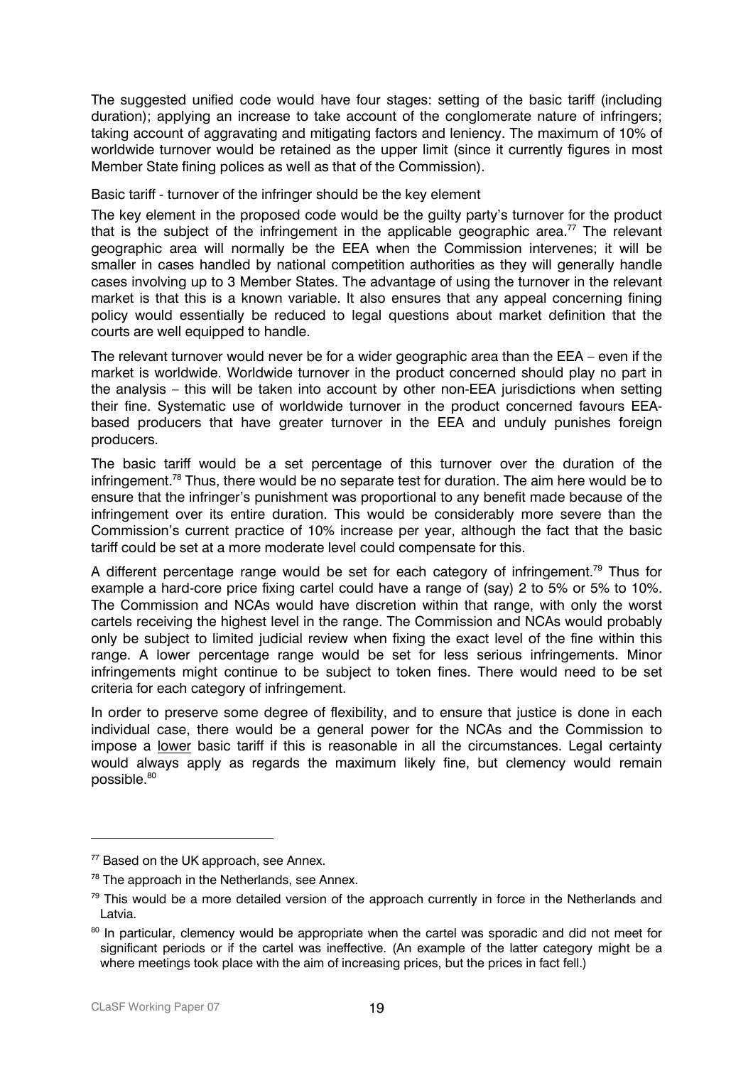The suggested unified code would have four stages: setting of the basic tariff (including duration); applying an increase to take account of the conglomerate nature of infringers; taking account of aggravating and mitigating factors and leniency. The maximum of 10% of worldwide turnover would be retained as the upper limit (since it currently figures in most Member State fining polices as well as that of the Commission).

Basic tariff - turnover of the infringer should be the key element

The key element in the proposed code would be the guilty party's turnover for the product that is the subject of the infringement in the applicable geographic area.[77] The relevant geographic area will normally be the EEA when the Commission intervenes; it will be smaller in cases handled by national competition authorities as they will generally handle cases involving up to 3 Member States. The advantage of using the turnover in the relevant market is that this is a known variable. It also ensures that any appeal concerning fining policy would essentially be reduced to legal questions about market definition that the courts are well equipped to handle.

The relevant turnover would never be for a wider geographic area than the EEA – even if the market is worldwide. Worldwide turnover in the product concerned should play no part in the analysis – this will be taken into account by other non-EEA jurisdictions when setting their fine. Systematic use of worldwide turnover in the product concerned favours EEA-based producers that have greater turnover in the EEA and unduly punishes foreign producers.

The basic tariff would be a set percentage of this turnover over the duration of the infringement.[78] Thus, there would be no separate test for duration. The aim here would be to ensure that the infringer's punishment was proportional to any benefit made because of the infringement over its entire duration. This would be considerably more severe than the Commission's current practice of 10% increase per year, although the fact that the basic tariff could be set at a more moderate level could compensate for this.

A different percentage range would be set for each category of infringement.[79] Thus for example a hard-core price fixing cartel could have a range of (say) 2 to 5% or 5% to 10%. The Commission and NCAs would have discretion within that range, with only the worst cartels receiving the highest level in the range. The Commission and NCAs would probably only be subject to limited judicial review when fixing the exact level of the fine within this range. A lower percentage range would be set for less serious infringements. Minor infringements might continue to be subject to token fines. There would need to be set criteria for each category of infringement.

In order to preserve some degree of flexibility, and to ensure that justice is done in each individual case, there would be a general power for the NCAs and the Commission to impose a lower basic tariff if this is reasonable in all the circumstances. Legal certainty would always apply as regards the maximum likely fine, but clemency would remain possible.[80]

---

[77] Based on the UK approach, see Annex.

[78] The approach in the Netherlands, see Annex.

[79] This would be a more detailed version of the approach currently in force in the Netherlands and Latvia.

[80] In particular, clemency would be appropriate when the cartel was sporadic and did not meet for significant periods or if the cartel was ineffective. (An example of the latter category might be a where meetings took place with the aim of increasing prices, but the prices in fact fell.)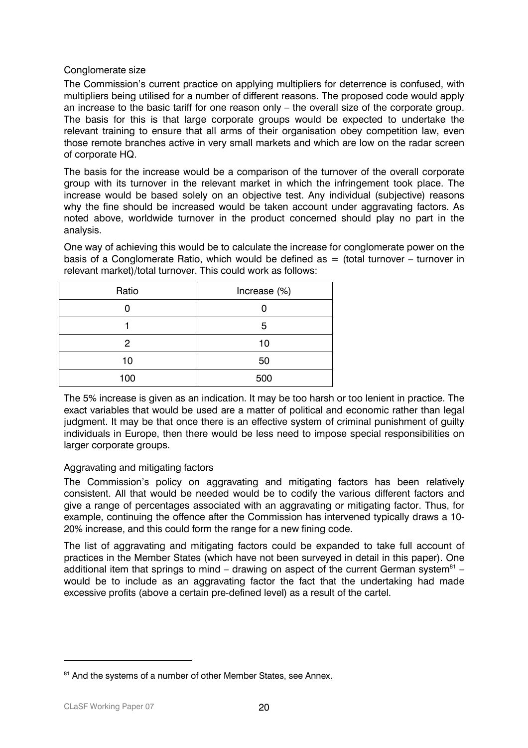### Conglomerate size

The Commission's current practice on applying multipliers for deterrence is confused, with multipliers being utilised for a number of different reasons. The proposed code would apply an increase to the basic tariff for one reason only – the overall size of the corporate group. The basis for this is that large corporate groups would be expected to undertake the relevant training to ensure that all arms of their organisation obey competition law, even those remote branches active in very small markets and which are low on the radar screen of corporate HQ.

The basis for the increase would be a comparison of the turnover of the overall corporate group with its turnover in the relevant market in which the infringement took place. The increase would be based solely on an objective test. Any individual (subjective) reasons why the fine should be increased would be taken account under aggravating factors. As noted above, worldwide turnover in the product concerned should play no part in the analysis.

One way of achieving this would be to calculate the increase for conglomerate power on the basis of a Conglomerate Ratio, which would be defined as = (total turnover – turnover in relevant market)/total turnover. This could work as follows:

| Ratio | Increase (%) |
|---|---|
| 0 | 0 |
| 1 | 5 |
| 2 | 10 |
| 10 | 50 |
| 100 | 500 |

The 5% increase is given as an indication. It may be too harsh or too lenient in practice. The exact variables that would be used are a matter of political and economic rather than legal judgment. It may be that once there is an effective system of criminal punishment of guilty individuals in Europe, then there would be less need to impose special responsibilities on larger corporate groups.

### Aggravating and mitigating factors

The Commission's policy on aggravating and mitigating factors has been relatively consistent. All that would be needed would be to codify the various different factors and give a range of percentages associated with an aggravating or mitigating factor. Thus, for example, continuing the offence after the Commission has intervened typically draws a 10-20% increase, and this could form the range for a new fining code.

The list of aggravating and mitigating factors could be expanded to take full account of practices in the Member States (which have not been surveyed in detail in this paper). One additional item that springs to mind – drawing on aspect of the current German system[81] – would be to include as an aggravating factor the fact that the undertaking had made excessive profits (above a certain pre-defined level) as a result of the cartel.

[81] And the systems of a number of other Member States, see Annex.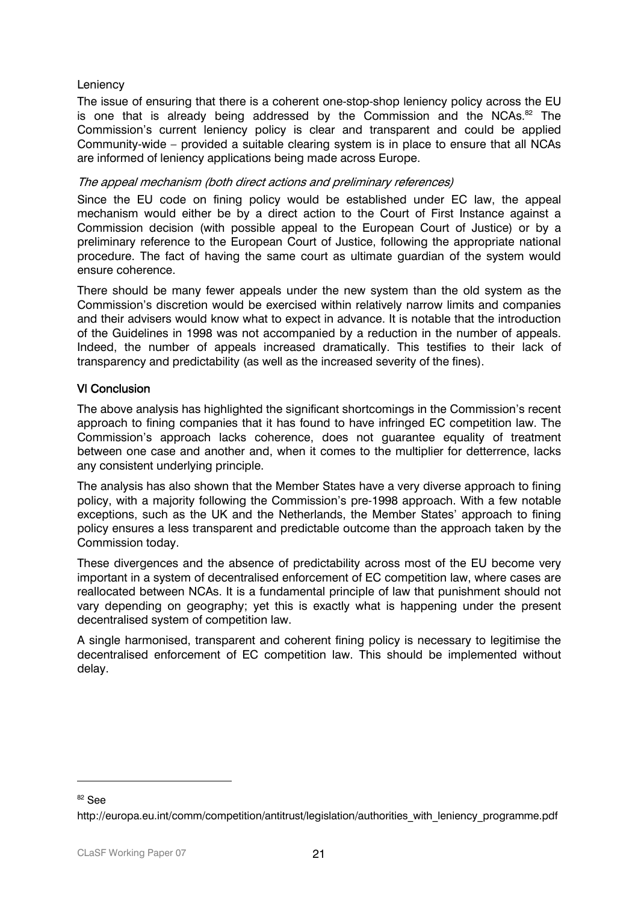Leniency

The issue of ensuring that there is a coherent one-stop-shop leniency policy across the EU is one that is already being addressed by the Commission and the NCAs.[82] The Commission's current leniency policy is clear and transparent and could be applied Community-wide – provided a suitable clearing system is in place to ensure that all NCAs are informed of leniency applications being made across Europe.

*The appeal mechanism (both direct actions and preliminary references)*

Since the EU code on fining policy would be established under EC law, the appeal mechanism would either be by a direct action to the Court of First Instance against a Commission decision (with possible appeal to the European Court of Justice) or by a preliminary reference to the European Court of Justice, following the appropriate national procedure. The fact of having the same court as ultimate guardian of the system would ensure coherence.

There should be many fewer appeals under the new system than the old system as the Commission's discretion would be exercised within relatively narrow limits and companies and their advisers would know what to expect in advance. It is notable that the introduction of the Guidelines in 1998 was not accompanied by a reduction in the number of appeals. Indeed, the number of appeals increased dramatically. This testifies to their lack of transparency and predictability (as well as the increased severity of the fines).

## VI Conclusion

The above analysis has highlighted the significant shortcomings in the Commission's recent approach to fining companies that it has found to have infringed EC competition law. The Commission's approach lacks coherence, does not guarantee equality of treatment between one case and another and, when it comes to the multiplier for detterence, lacks any consistent underlying principle.

The analysis has also shown that the Member States have a very diverse approach to fining policy, with a majority following the Commission's pre-1998 approach. With a few notable exceptions, such as the UK and the Netherlands, the Member States' approach to fining policy ensures a less transparent and predictable outcome than the approach taken by the Commission today.

These divergences and the absence of predictability across most of the EU become very important in a system of decentralised enforcement of EC competition law, where cases are reallocated between NCAs. It is a fundamental principle of law that punishment should not vary depending on geography; yet this is exactly what is happening under the present decentralised system of competition law.

A single harmonised, transparent and coherent fining policy is necessary to legitimise the decentralised enforcement of EC competition law. This should be implemented without delay.

---

[82] See http://europa.eu.int/comm/competition/antitrust/legislation/authorities_with_leniency_programme.pdf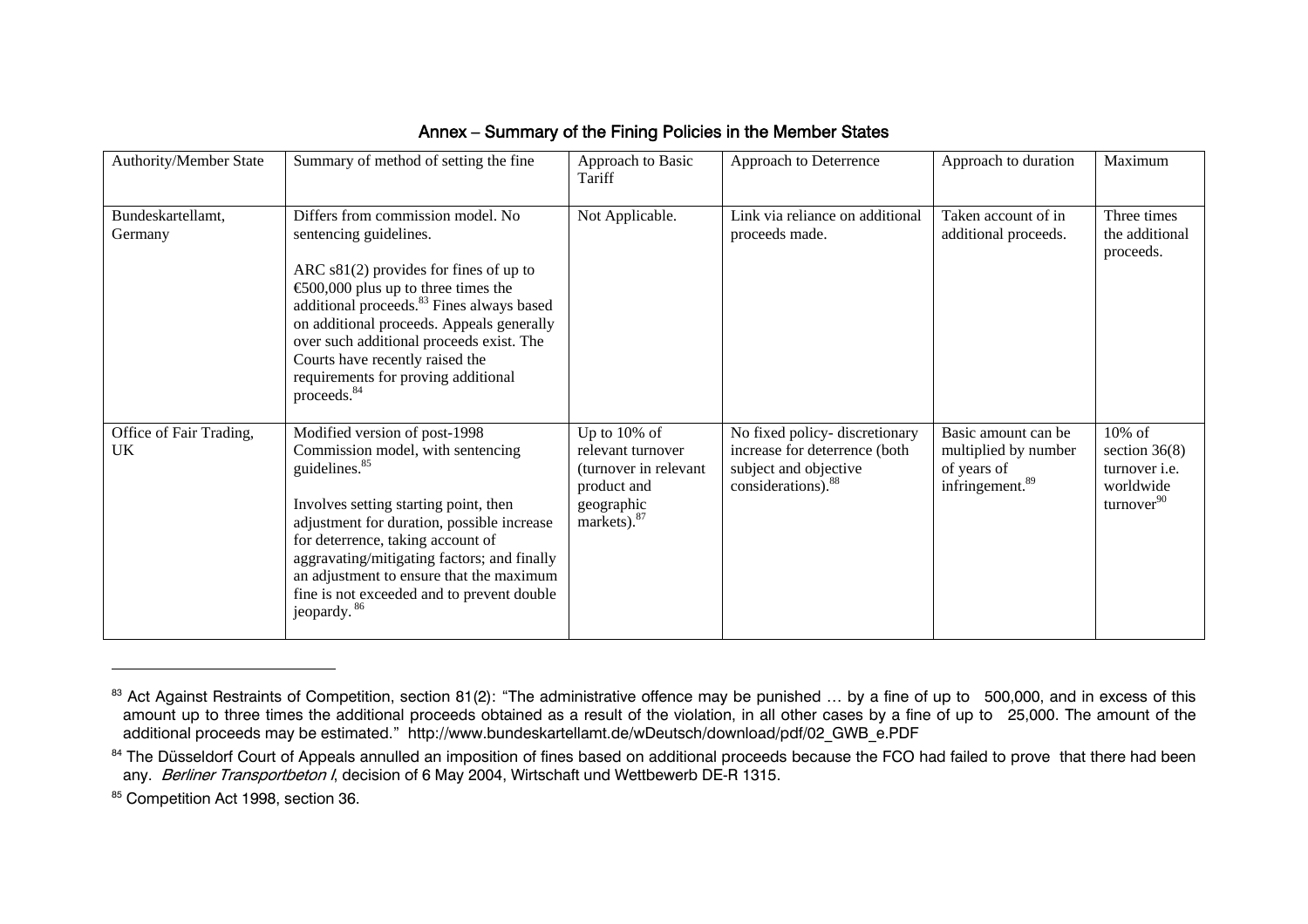## Annex – Summary of the Fining Policies in the Member States

| Authority/Member State | Summary of method of setting the fine | Approach to Basic Tariff | Approach to Deterrence | Approach to duration | Maximum |
|---|---|---|---|---|---|
| Bundeskartellamt, Germany | Differs from commission model. No sentencing guidelines.<br><br>ARC s81(2) provides for fines of up to €500,000 plus up to three times the additional proceeds.[83] Fines always based on additional proceeds. Appeals generally over such additional proceeds exist. The Courts have recently raised the requirements for proving additional proceeds.[84] | Not Applicable. | Link via reliance on additional proceeds made. | Taken account of in additional proceeds. | Three times the additional proceeds. |
| Office of Fair Trading, UK | Modified version of post-1998 Commission model, with sentencing guidelines.[85]<br><br>Involves setting starting point, then adjustment for duration, possible increase for deterrence, taking account of aggravating/mitigating factors; and finally an adjustment to ensure that the maximum fine is not exceeded and to prevent double jeopardy.[86] | Up to 10% of relevant turnover (turnover in relevant product and geographic markets).[87] | No fixed policy- discretionary increase for deterrence (both subject and objective considerations).[88] | Basic amount can be multiplied by number of years of infringement.[89] | 10% of section 36(8) turnover i.e. worldwide turnover[90] |

---

[83] Act Against Restraints of Competition, section 81(2): "The administrative offence may be punished … by a fine of up to 500,000, and in excess of this amount up to three times the additional proceeds obtained as a result of the violation, in all other cases by a fine of up to 25,000. The amount of the additional proceeds may be estimated." http://www.bundeskartellamt.de/wDeutsch/download/pdf/02_GWB_e.PDF

[84] The Düsseldorf Court of Appeals annulled an imposition of fines based on additional proceeds because the FCO had failed to prove that there had been any. *Berliner Transportbeton I*, decision of 6 May 2004, Wirtschaft und Wettbewerb DE-R 1315.

[85] Competition Act 1998, section 36.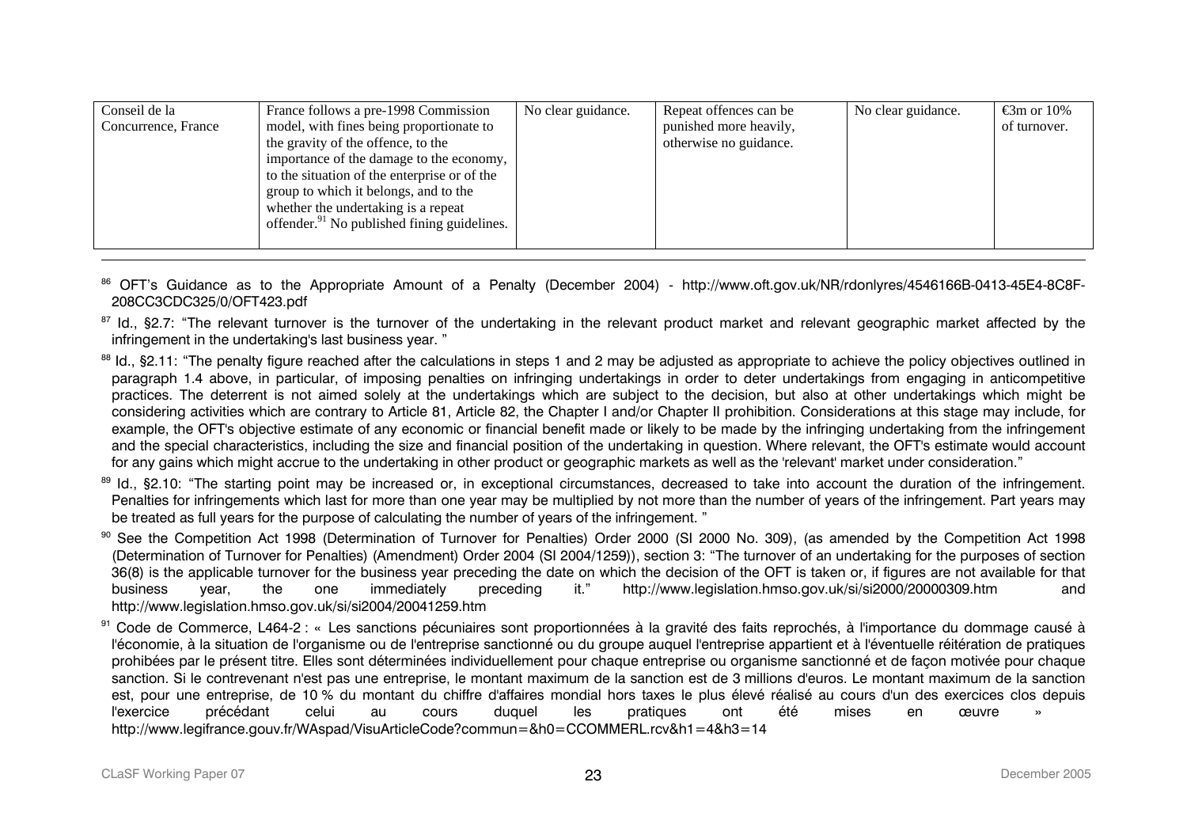| | | | | | |
|---|---|---|---|---|---|
| Conseil de la Concurrence, France | France follows a pre-1998 Commission model, with fines being proportionate to the gravity of the offence, to the importance of the damage to the economy, to the situation of the enterprise or of the group to which it belongs, and to the whether the undertaking is a repeat offender.[91] No published fining guidelines. | No clear guidance. | Repeat offences can be punished more heavily, otherwise no guidance. | No clear guidance. | €3m or 10% of turnover. |

[86] OFT's Guidance as to the Appropriate Amount of a Penalty (December 2004) - http://www.oft.gov.uk/NR/rdonlyres/4546166B-0413-45E4-8C8F-208CC3CDC325/0/OFT423.pdf

[87] Id., §2.7: "The relevant turnover is the turnover of the undertaking in the relevant product market and relevant geographic market affected by the infringement in the undertaking's last business year. "

[88] Id., §2.11: "The penalty figure reached after the calculations in steps 1 and 2 may be adjusted as appropriate to achieve the policy objectives outlined in paragraph 1.4 above, in particular, of imposing penalties on infringing undertakings in order to deter undertakings from engaging in anticompetitive practices. The deterrent is not aimed solely at the undertakings which are subject to the decision, but also at other undertakings which might be considering activities which are contrary to Article 81, Article 82, the Chapter I and/or Chapter II prohibition. Considerations at this stage may include, for example, the OFT's objective estimate of any economic or financial benefit made or likely to be made by the infringing undertaking from the infringement and the special characteristics, including the size and financial position of the undertaking in question. Where relevant, the OFT's estimate would account for any gains which might accrue to the undertaking in other product or geographic markets as well as the 'relevant' market under consideration."

[89] Id., §2.10: "The starting point may be increased or, in exceptional circumstances, decreased to take into account the duration of the infringement. Penalties for infringements which last for more than one year may be multiplied by not more than the number of years of the infringement. Part years may be treated as full years for the purpose of calculating the number of years of the infringement. "

[90] See the Competition Act 1998 (Determination of Turnover for Penalties) Order 2000 (SI 2000 No. 309), (as amended by the Competition Act 1998 (Determination of Turnover for Penalties) (Amendment) Order 2004 (SI 2004/1259)), section 3: "The turnover of an undertaking for the purposes of section 36(8) is the applicable turnover for the business year preceding the date on which the decision of the OFT is taken or, if figures are not available for that business year, the one immediately preceding it." http://www.legislation.hmso.gov.uk/si/si2000/20000309.htm and http://www.legislation.hmso.gov.uk/si/si2004/20041259.htm

[91] Code de Commerce, L464-2 : « Les sanctions pécuniaires sont proportionnées à la gravité des faits reprochés, à l'importance du dommage causé à l'économie, à la situation de l'organisme ou de l'entreprise sanctionné ou du groupe auquel l'entreprise appartient et à l'éventuelle réitération de pratiques prohibées par le présent titre. Elles sont déterminées individuellement pour chaque entreprise ou organisme sanctionné et de façon motivée pour chaque sanction. Si le contrevenant n'est pas une entreprise, le montant maximum de la sanction est de 3 millions d'euros. Le montant maximum de la sanction est, pour une entreprise, de 10 % du montant du chiffre d'affaires mondial hors taxes le plus élevé réalisé au cours d'un des exercices clos depuis l'exercice précédant celui au cours duquel les pratiques ont été mises en œuvre » http://www.legifrance.gouv.fr/WAspad/VisuArticleCode?commun=&h0=CCOMMERL.rcv&h1=4&h3=14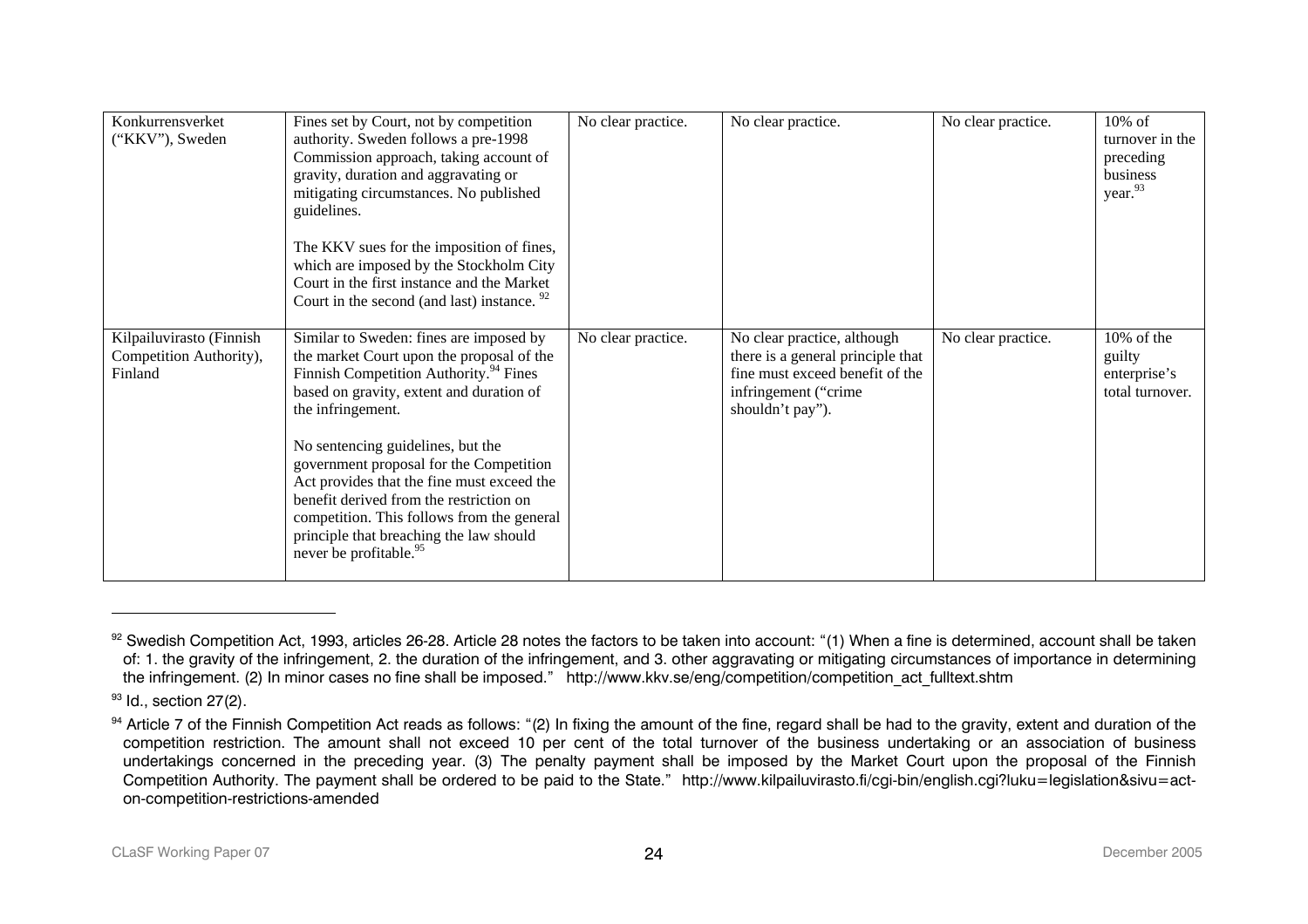| Konkurrensverket ("KKV"), Sweden | Fines set by Court, not by competition authority. Sweden follows a pre-1998 Commission approach, taking account of gravity, duration and aggravating or mitigating circumstances. No published guidelines.<br><br>The KKV sues for the imposition of fines, which are imposed by the Stockholm City Court in the first instance and the Market Court in the second (and last) instance. [92] | No clear practice. | No clear practice. | No clear practice. | 10% of turnover in the preceding business year.[93] |
|---|---|---|---|---|---|
| Kilpailuvirasto (Finnish Competition Authority), Finland | Similar to Sweden: fines are imposed by the market Court upon the proposal of the Finnish Competition Authority.[94] Fines based on gravity, extent and duration of the infringement.<br><br>No sentencing guidelines, but the government proposal for the Competition Act provides that the fine must exceed the benefit derived from the restriction on competition. This follows from the general principle that breaching the law should never be profitable.[95] | No clear practice. | No clear practice, although there is a general principle that fine must exceed benefit of the infringement ("crime shouldn't pay"). | No clear practice. | 10% of the guilty enterprise's total turnover. |

[92] Swedish Competition Act, 1993, articles 26-28. Article 28 notes the factors to be taken into account: "(1) When a fine is determined, account shall be taken of: 1. the gravity of the infringement, 2. the duration of the infringement, and 3. other aggravating or mitigating circumstances of importance in determining the infringement. (2) In minor cases no fine shall be imposed." http://www.kkv.se/eng/competition/competition_act_fulltext.shtm

[93] Id., section 27(2).

[94] Article 7 of the Finnish Competition Act reads as follows: "(2) In fixing the amount of the fine, regard shall be had to the gravity, extent and duration of the competition restriction. The amount shall not exceed 10 per cent of the total turnover of the business undertaking or an association of business undertakings concerned in the preceding year. (3) The penalty payment shall be imposed by the Market Court upon the proposal of the Finnish Competition Authority. The payment shall be ordered to be paid to the State." http://www.kilpailuvirasto.fi/cgi-bin/english.cgi?luku=legislation&sivu=act-on-competition-restrictions-amended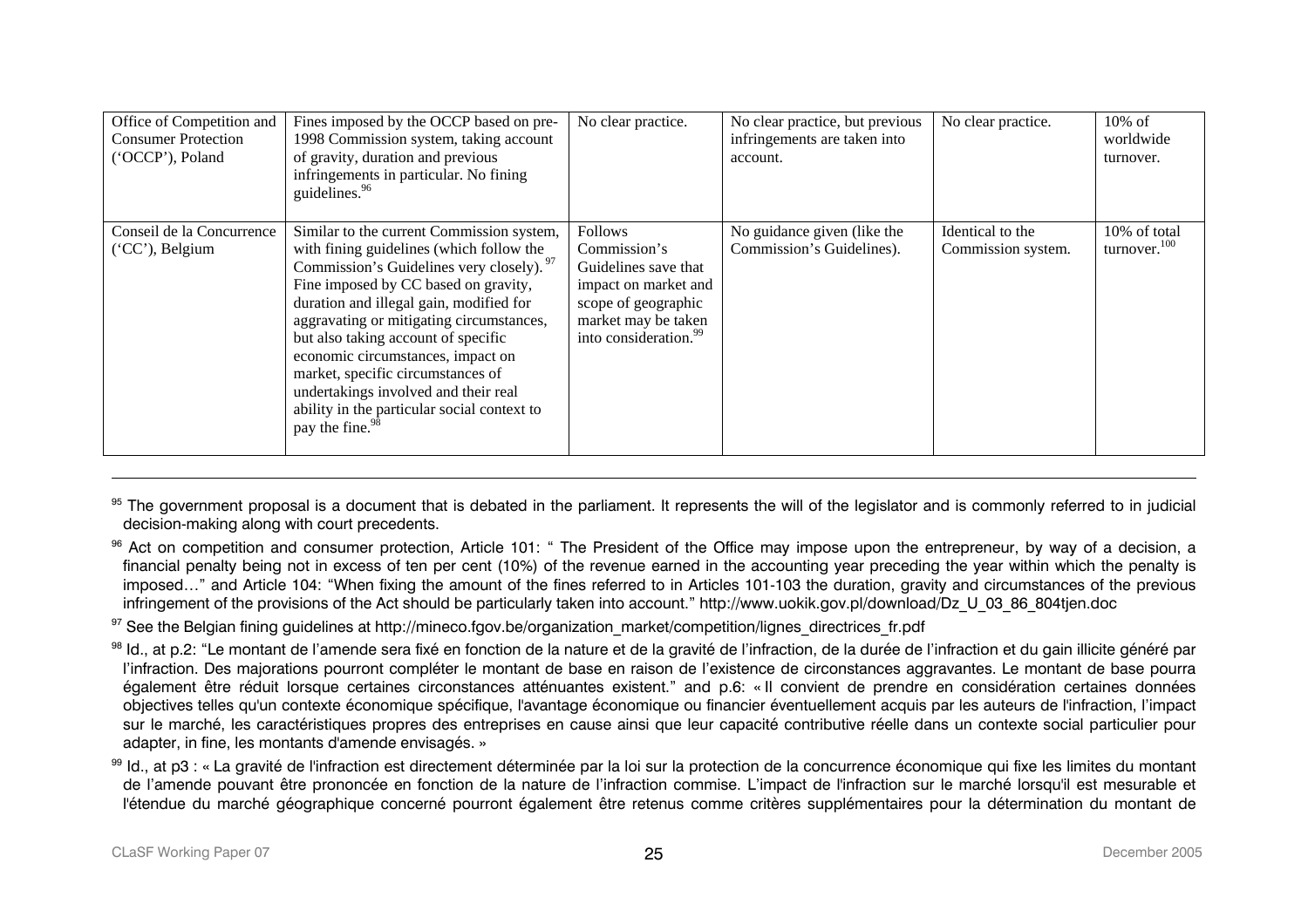| Office of Competition and Consumer Protection ('OCCP'), Poland | Fines imposed by the OCCP based on pre-1998 Commission system, taking account of gravity, duration and previous infringements in particular. No fining guidelines.[96] | No clear practice. | No clear practice, but previous infringements are taken into account. | No clear practice. | 10% of worldwide turnover. |
|---|---|---|---|---|---|
| Conseil de la Concurrence ('CC'), Belgium | Similar to the current Commission system, with fining guidelines (which follow the Commission's Guidelines very closely).[97] Fine imposed by CC based on gravity, duration and illegal gain, modified for aggravating or mitigating circumstances, but also taking account of specific economic circumstances, impact on market, specific circumstances of undertakings involved and their real ability in the particular social context to pay the fine.[98] | Follows Commission's Guidelines save that impact on market and scope of geographic market may be taken into consideration.[99] | No guidance given (like the Commission's Guidelines). | Identical to the Commission system. | 10% of total turnover.[100] |

[95] The government proposal is a document that is debated in the parliament. It represents the will of the legislator and is commonly referred to in judicial decision-making along with court precedents.

[96] Act on competition and consumer protection, Article 101: " The President of the Office may impose upon the entrepreneur, by way of a decision, a financial penalty being not in excess of ten per cent (10%) of the revenue earned in the accounting year preceding the year within which the penalty is imposed…" and Article 104: "When fixing the amount of the fines referred to in Articles 101-103 the duration, gravity and circumstances of the previous infringement of the provisions of the Act should be particularly taken into account." http://www.uokik.gov.pl/download/Dz_U_03_86_804tjen.doc

[97] See the Belgian fining guidelines at http://mineco.fgov.be/organization_market/competition/lignes_directrices_fr.pdf

[98] Id., at p.2: "Le montant de l'amende sera fixé en fonction de la nature et de la gravité de l'infraction, de la durée de l'infraction et du gain illicite généré par l'infraction. Des majorations pourront compléter le montant de base en raison de l'existence de circonstances aggravantes. Le montant de base pourra également être réduit lorsque certaines circonstances atténuantes existent." and p.6: « Il convient de prendre en considération certaines données objectives telles qu'un contexte économique spécifique, l'avantage économique ou financier éventuellement acquis par les auteurs de l'infraction, l'impact sur le marché, les caractéristiques propres des entreprises en cause ainsi que leur capacité contributive réelle dans un contexte social particulier pour adapter, in fine, les montants d'amende envisagés. »

[99] Id., at p3 : « La gravité de l'infraction est directement déterminée par la loi sur la protection de la concurrence économique qui fixe les limites du montant de l'amende pouvant être prononcée en fonction de la nature de l'infraction commise. L'impact de l'infraction sur le marché lorsqu'il est mesurable et l'étendue du marché géographique concerné pourront également être retenus comme critères supplémentaires pour la détermination du montant de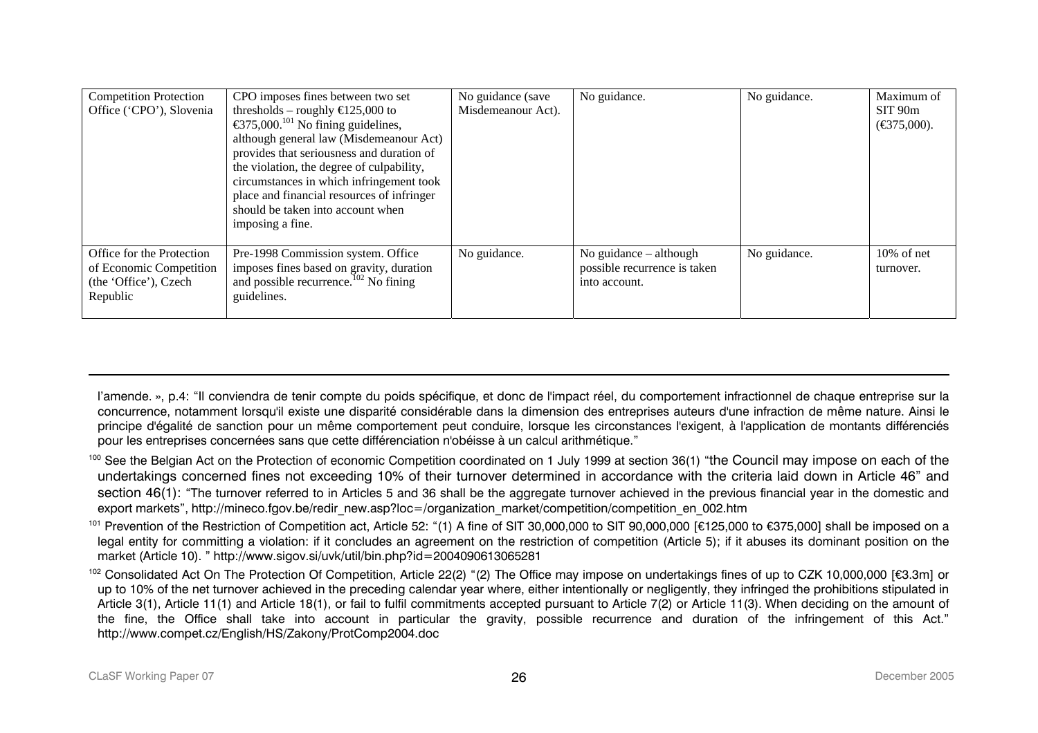| Competition Protection Office ('CPO'), Slovenia | CPO imposes fines between two set thresholds – roughly €125,000 to €375,000.[101] No fining guidelines, although general law (Misdemeanour Act) provides that seriousness and duration of the violation, the degree of culpability, circumstances in which infringement took place and financial resources of infringer should be taken into account when imposing a fine. | No guidance (save Misdemeanour Act). | No guidance. | No guidance. | Maximum of SIT 90m (€375,000). |
|---|---|---|---|---|---|
| Office for the Protection of Economic Competition (the 'Office'), Czech Republic | Pre-1998 Commission system. Office imposes fines based on gravity, duration and possible recurrence.[102] No fining guidelines. | No guidance. | No guidance – although possible recurrence is taken into account. | No guidance. | 10% of net turnover. |

---

l'amende. », p.4: "Il conviendra de tenir compte du poids spécifique, et donc de l'impact réel, du comportement infractionnel de chaque entreprise sur la concurrence, notamment lorsqu'il existe une disparité considérable dans la dimension des entreprises auteurs d'une infraction de même nature. Ainsi le principe d'égalité de sanction pour un même comportement peut conduire, lorsque les circonstances l'exigent, à l'application de montants différenciés pour les entreprises concernées sans que cette différenciation n'obéisse à un calcul arithmétique."

[100] See the Belgian Act on the Protection of economic Competition coordinated on 1 July 1999 at section 36(1) "the Council may impose on each of the undertakings concerned fines not exceeding 10% of their turnover determined in accordance with the criteria laid down in Article 46" and section 46(1): "The turnover referred to in Articles 5 and 36 shall be the aggregate turnover achieved in the previous financial year in the domestic and export markets", http://mineco.fgov.be/redir_new.asp?loc=/organization_market/competition/competition_en_002.htm

[101] Prevention of the Restriction of Competition act, Article 52: "(1) A fine of SIT 30,000,000 to SIT 90,000,000 [€125,000 to €375,000] shall be imposed on a legal entity for committing a violation: if it concludes an agreement on the restriction of competition (Article 5); if it abuses its dominant position on the market (Article 10). " http://www.sigov.si/uvk/util/bin.php?id=2004090613065281

[102] Consolidated Act On The Protection Of Competition, Article 22(2) "(2) The Office may impose on undertakings fines of up to CZK 10,000,000 [€3.3m] or up to 10% of the net turnover achieved in the preceding calendar year where, either intentionally or negligently, they infringed the prohibitions stipulated in Article 3(1), Article 11(1) and Article 18(1), or fail to fulfil commitments accepted pursuant to Article 7(2) or Article 11(3). When deciding on the amount of the fine, the Office shall take into account in particular the gravity, possible recurrence and duration of the infringement of this Act." http://www.compet.cz/English/HS/Zakony/ProtComp2004.doc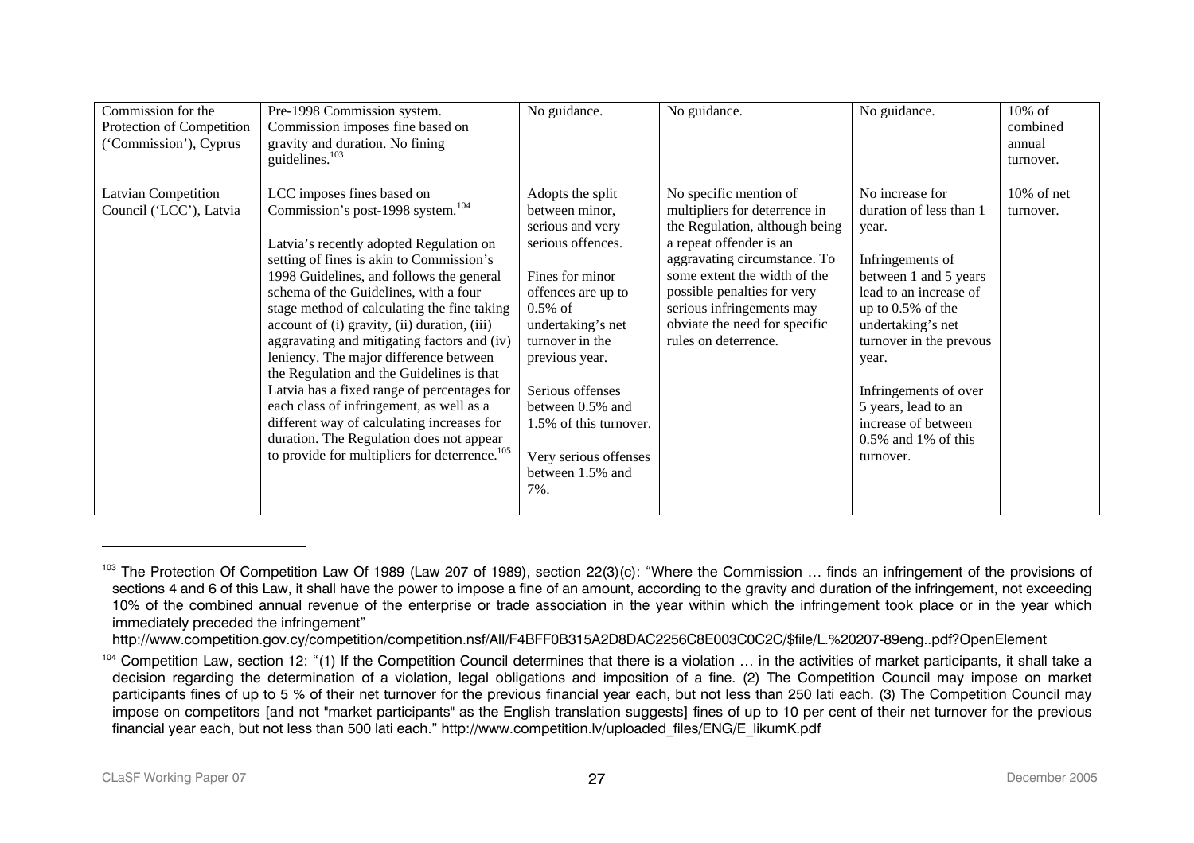| Commission for the Protection of Competition ('Commission'), Cyprus | Pre-1998 Commission system. Commission imposes fine based on gravity and duration. No fining guidelines.[103] | No guidance. | No guidance. | No guidance. | 10% of combined annual turnover. |
|---|---|---|---|---|---|
| Latvian Competition Council ('LCC'), Latvia | LCC imposes fines based on Commission's post-1998 system.[104]<br><br>Latvia's recently adopted Regulation on setting of fines is akin to Commission's 1998 Guidelines, and follows the general schema of the Guidelines, with a four stage method of calculating the fine taking account of (i) gravity, (ii) duration, (iii) aggravating and mitigating factors and (iv) leniency. The major difference between the Regulation and the Guidelines is that Latvia has a fixed range of percentages for each class of infringement, as well as a different way of calculating increases for duration. The Regulation does not appear to provide for multipliers for deterrence.[105] | Adopts the split between minor, serious and very serious offences.<br><br>Fines for minor offences are up to 0.5% of undertaking's net turnover in the previous year.<br><br>Serious offenses between 0.5% and 1.5% of this turnover.<br><br>Very serious offenses between 1.5% and 7%. | No specific mention of multipliers for deterrence in the Regulation, although being a repeat offender is an aggravating circumstance. To some extent the width of the possible penalties for very serious infringements may obviate the need for specific rules on deterrence. | No increase for duration of less than 1 year.<br><br>Infringements of between 1 and 5 years lead to an increase of up to 0.5% of the undertaking's net turnover in the prevous year.<br><br>Infringements of over 5 years, lead to an increase of between 0.5% and 1% of this turnover. | 10% of net turnover. |

---

[103] The Protection Of Competition Law Of 1989 (Law 207 of 1989), section 22(3)(c): "Where the Commission … finds an infringement of the provisions of sections 4 and 6 of this Law, it shall have the power to impose a fine of an amount, according to the gravity and duration of the infringement, not exceeding 10% of the combined annual revenue of the enterprise or trade association in the year within which the infringement took place or in the year which immediately preceded the infringement"
http://www.competition.gov.cy/competition/competition.nsf/All/F4BFF0B315A2D8DAC2256C8E003C0C2C/$file/L.%20207-89eng..pdf?OpenElement

[104] Competition Law, section 12: "(1) If the Competition Council determines that there is a violation … in the activities of market participants, it shall take a decision regarding the determination of a violation, legal obligations and imposition of a fine. (2) The Competition Council may impose on market participants fines of up to 5 % of their net turnover for the previous financial year each, but not less than 250 lati each. (3) The Competition Council may impose on competitors [and not "market participants" as the English translation suggests] fines of up to 10 per cent of their net turnover for the previous financial year each, but not less than 500 lati each." http://www.competition.lv/uploaded_files/ENG/E_likumK.pdf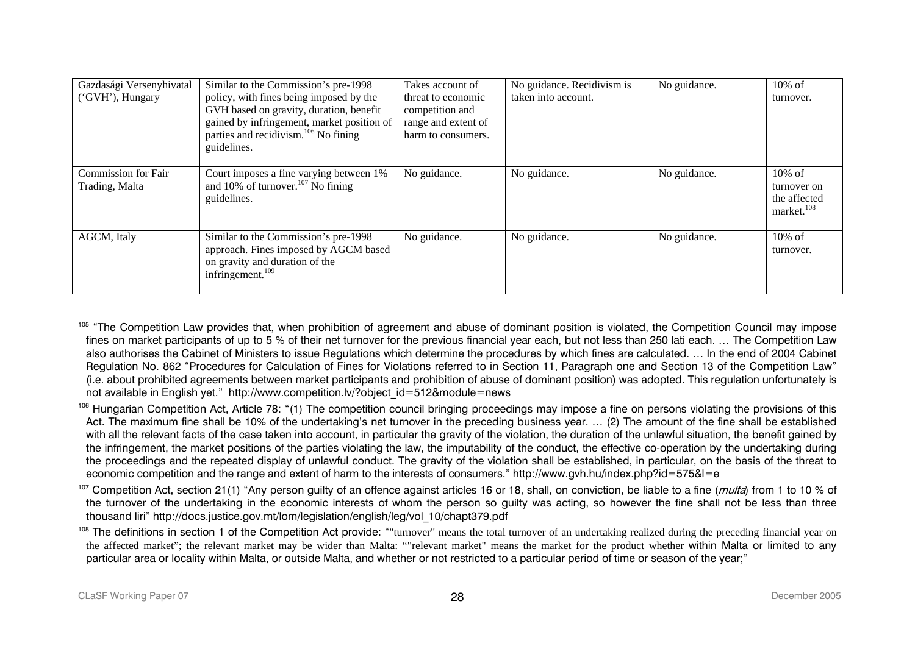| | | | | | |
|---|---|---|---|---|---|
| Gazdasági Versenyhivatal ('GVH'), Hungary | Similar to the Commission's pre-1998 policy, with fines being imposed by the GVH based on gravity, duration, benefit gained by infringement, market position of parties and recidivism.[106] No fining guidelines. | Takes account of threat to economic competition and range and extent of harm to consumers. | No guidance. Recidivism is taken into account. | No guidance. | 10% of turnover. |
| Commission for Fair Trading, Malta | Court imposes a fine varying between 1% and 10% of turnover.[107] No fining guidelines. | No guidance. | No guidance. | No guidance. | 10% of turnover on the affected market.[108] |
| AGCM, Italy | Similar to the Commission's pre-1998 approach. Fines imposed by AGCM based on gravity and duration of the infringement.[109] | No guidance. | No guidance. | No guidance. | 10% of turnover. |

[105] "The Competition Law provides that, when prohibition of agreement and abuse of dominant position is violated, the Competition Council may impose fines on market participants of up to 5 % of their net turnover for the previous financial year each, but not less than 250 lati each. … The Competition Law also authorises the Cabinet of Ministers to issue Regulations which determine the procedures by which fines are calculated. … In the end of 2004 Cabinet Regulation No. 862 "Procedures for Calculation of Fines for Violations referred to in Section 11, Paragraph one and Section 13 of the Competition Law" (i.e. about prohibited agreements between market participants and prohibition of abuse of dominant position) was adopted. This regulation unfortunately is not available in English yet." http://www.competition.lv/?object_id=512&module=news

[106] Hungarian Competition Act, Article 78: "(1) The competition council bringing proceedings may impose a fine on persons violating the provisions of this Act. The maximum fine shall be 10% of the undertaking's net turnover in the preceding business year. … (2) The amount of the fine shall be established with all the relevant facts of the case taken into account, in particular the gravity of the violation, the duration of the unlawful situation, the benefit gained by the infringement, the market positions of the parties violating the law, the imputability of the conduct, the effective co-operation by the undertaking during the proceedings and the repeated display of unlawful conduct. The gravity of the violation shall be established, in particular, on the basis of the threat to economic competition and the range and extent of harm to the interests of consumers." http://www.gvh.hu/index.php?id=575&l=e

[107] Competition Act, section 21(1) "Any person guilty of an offence against articles 16 or 18, shall, on conviction, be liable to a fine (*multa*) from 1 to 10 % of the turnover of the undertaking in the economic interests of whom the person so guilty was acting, so however the fine shall not be less than three thousand liri" http://docs.justice.gov.mt/lom/legislation/english/leg/vol_10/chapt379.pdf

[108] The definitions in section 1 of the Competition Act provide: ""turnover" means the total turnover of an undertaking realized during the preceding financial year on the affected market"; the relevant market may be wider than Malta: ""relevant market" means the market for the product whether within Malta or limited to any particular area or locality within Malta, or outside Malta, and whether or not restricted to a particular period of time or season of the year;"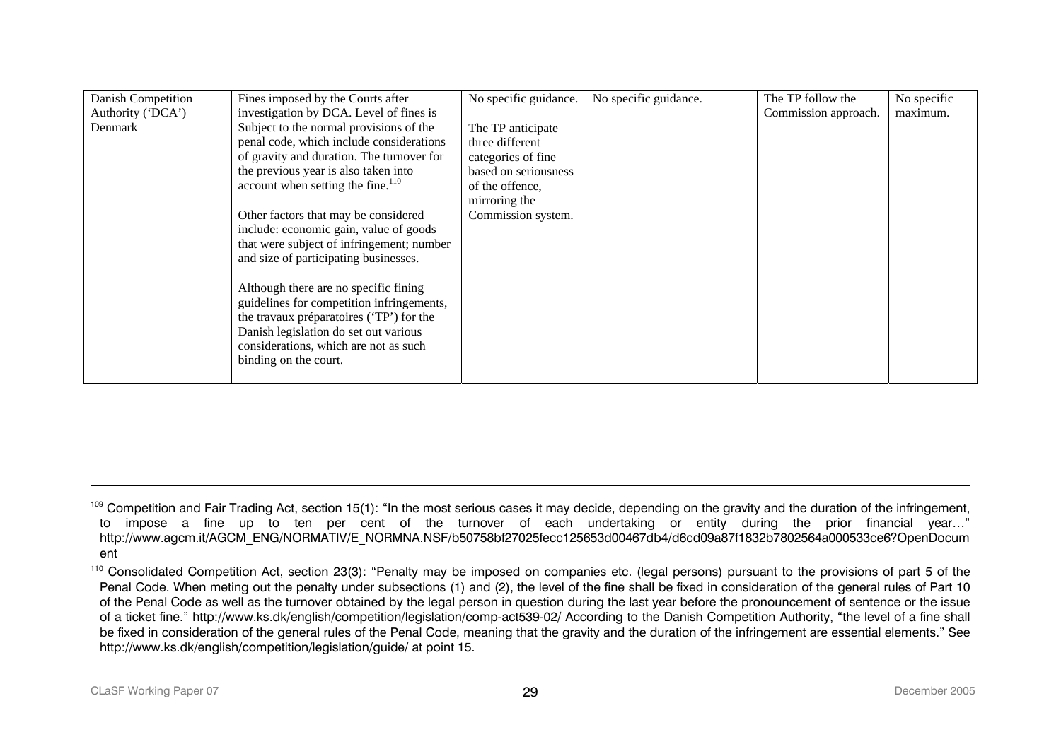| Danish Competition Authority ('DCA') Denmark | Fines imposed by the Courts after investigation by DCA. Level of fines is Subject to the normal provisions of the penal code, which include considerations of gravity and duration. The turnover for the previous year is also taken into account when setting the fine.[110]<br><br>Other factors that may be considered include: economic gain, value of goods that were subject of infringement; number and size of participating businesses.<br><br>Although there are no specific fining guidelines for competition infringements, the travaux préparatoires ('TP') for the Danish legislation do set out various considerations, which are not as such binding on the court. | No specific guidance.<br><br>The TP anticipate three different categories of fine based on seriousness of the offence, mirroring the Commission system. | No specific guidance. | The TP follow the Commission approach. | No specific maximum. |
|---|---|---|---|---|---|

[109] Competition and Fair Trading Act, section 15(1): "In the most serious cases it may decide, depending on the gravity and the duration of the infringement, to impose a fine up to ten per cent of the turnover of each undertaking or entity during the prior financial year…" http://www.agcm.it/AGCM_ENG/NORMATIV/E_NORMNA.NSF/b50758bf27025fecc125653d00467db4/d6cd09a87f1832b7802564a000533ce6?OpenDocument

[110] Consolidated Competition Act, section 23(3): "Penalty may be imposed on companies etc. (legal persons) pursuant to the provisions of part 5 of the Penal Code. When meting out the penalty under subsections (1) and (2), the level of the fine shall be fixed in consideration of the general rules of Part 10 of the Penal Code as well as the turnover obtained by the legal person in question during the last year before the pronouncement of sentence or the issue of a ticket fine." http://www.ks.dk/english/competition/legislation/comp-act539-02/ According to the Danish Competition Authority, "the level of a fine shall be fixed in consideration of the general rules of the Penal Code, meaning that the gravity and the duration of the infringement are essential elements." See http://www.ks.dk/english/competition/legislation/guide/ at point 15.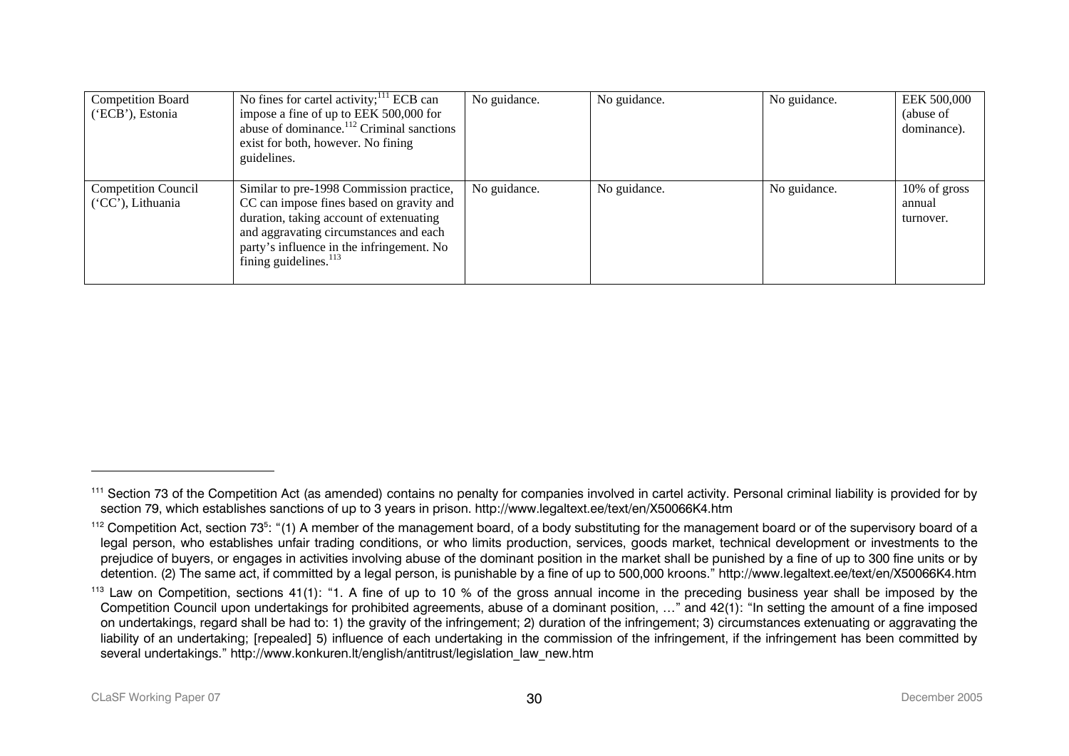| Competition Board ('ECB'), Estonia | No fines for cartel activity;[111] ECB can impose a fine of up to EEK 500,000 for abuse of dominance.[112] Criminal sanctions exist for both, however. No fining guidelines. | No guidance. | No guidance. | No guidance. | EEK 500,000 (abuse of dominance). |
|---|---|---|---|---|---|
| Competition Council ('CC'), Lithuania | Similar to pre-1998 Commission practice, CC can impose fines based on gravity and duration, taking account of extenuating and aggravating circumstances and each party's influence in the infringement. No fining guidelines.[113] | No guidance. | No guidance. | No guidance. | 10% of gross annual turnover. |

[111] Section 73 of the Competition Act (as amended) contains no penalty for companies involved in cartel activity. Personal criminal liability is provided for by section 79, which establishes sanctions of up to 3 years in prison. http://www.legaltext.ee/text/en/X50066K4.htm

[112] Competition Act, section 73[5]: "(1) A member of the management board, of a body substituting for the management board or of the supervisory board of a legal person, who establishes unfair trading conditions, or who limits production, services, goods market, technical development or investments to the prejudice of buyers, or engages in activities involving abuse of the dominant position in the market shall be punished by a fine of up to 300 fine units or by detention. (2) The same act, if committed by a legal person, is punishable by a fine of up to 500,000 kroons." http://www.legaltext.ee/text/en/X50066K4.htm

[113] Law on Competition, sections 41(1): "1. A fine of up to 10 % of the gross annual income in the preceding business year shall be imposed by the Competition Council upon undertakings for prohibited agreements, abuse of a dominant position, …" and 42(1): "In setting the amount of a fine imposed on undertakings, regard shall be had to: 1) the gravity of the infringement; 2) duration of the infringement; 3) circumstances extenuating or aggravating the liability of an undertaking; [repealed] 5) influence of each undertaking in the commission of the infringement, if the infringement has been committed by several undertakings." http://www.konkuren.lt/english/antitrust/legislation_law_new.htm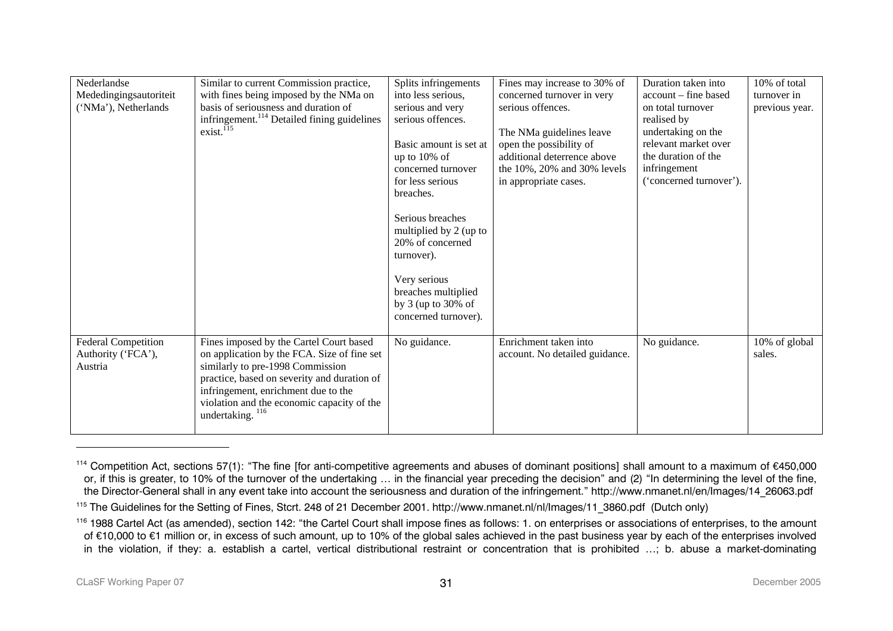| Nederlandse Mededingingsautoriteit ('NMa'), Netherlands | Similar to current Commission practice, with fines being imposed by the NMa on basis of seriousness and duration of infringement.[114] Detailed fining guidelines exist.[115] | Splits infringements into less serious, serious and very serious offences.<br><br>Basic amount is set at up to 10% of concerned turnover for less serious breaches.<br><br>Serious breaches multiplied by 2 (up to 20% of concerned turnover).<br><br>Very serious breaches multiplied by 3 (up to 30% of concerned turnover). | Fines may increase to 30% of concerned turnover in very serious offences.<br><br>The NMa guidelines leave open the possibility of additional deterrence above the 10%, 20% and 30% levels in appropriate cases. | Duration taken into account – fine based on total turnover realised by undertaking on the relevant market over the duration of the infringement ('concerned turnover'). | 10% of total turnover in previous year. |
|---|---|---|---|---|---|
| Federal Competition Authority ('FCA'), Austria | Fines imposed by the Cartel Court based on application by the FCA. Size of fine set similarly to pre-1998 Commission practice, based on severity and duration of infringement, enrichment due to the violation and the economic capacity of the undertaking.[116] | No guidance. | Enrichment taken into account. No detailed guidance. | No guidance. | 10% of global sales. |

[114] Competition Act, sections 57(1): "The fine [for anti-competitive agreements and abuses of dominant positions] shall amount to a maximum of €450,000 or, if this is greater, to 10% of the turnover of the undertaking … in the financial year preceding the decision" and (2) "In determining the level of the fine, the Director-General shall in any event take into account the seriousness and duration of the infringement." http://www.nmanet.nl/en/Images/14_26063.pdf

[115] The Guidelines for the Setting of Fines, Stcrt. 248 of 21 December 2001. http://www.nmanet.nl/nl/Images/11_3860.pdf (Dutch only)

[116] 1988 Cartel Act (as amended), section 142: "the Cartel Court shall impose fines as follows: 1. on enterprises or associations of enterprises, to the amount of €10,000 to €1 million or, in excess of such amount, up to 10% of the global sales achieved in the past business year by each of the enterprises involved in the violation, if they: a. establish a cartel, vertical distributional restraint or concentration that is prohibited …; b. abuse a market-dominating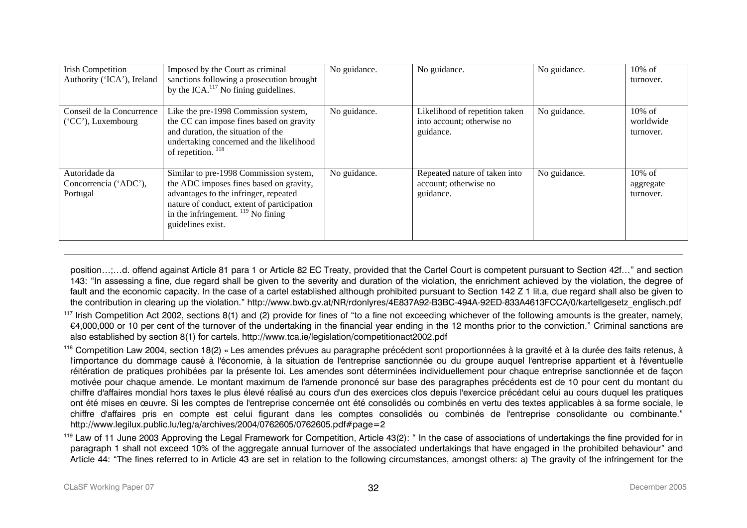| Irish Competition Authority ('ICA'), Ireland | Imposed by the Court as criminal sanctions following a prosecution brought by the ICA.[117] No fining guidelines. | No guidance. | No guidance. | No guidance. | 10% of turnover. |
|---|---|---|---|---|---|
| Conseil de la Concurrence ('CC'), Luxembourg | Like the pre-1998 Commission system, the CC can impose fines based on gravity and duration, the situation of the undertaking concerned and the likelihood of repetition. [118] | No guidance. | Likelihood of repetition taken into account; otherwise no guidance. | No guidance. | 10% of worldwide turnover. |
| Autoridade da Concorrencia ('ADC'), Portugal | Similar to pre-1998 Commission system, the ADC imposes fines based on gravity, advantages to the infringer, repeated nature of conduct, extent of participation in the infringement. [119] No fining guidelines exist. | No guidance. | Repeated nature of taken into account; otherwise no guidance. | No guidance. | 10% of aggregate turnover. |

position…;…d. offend against Article 81 para 1 or Article 82 EC Treaty, provided that the Cartel Court is competent pursuant to Section 42f…" and section 143: "In assessing a fine, due regard shall be given to the severity and duration of the violation, the enrichment achieved by the violation, the degree of fault and the economic capacity. In the case of a cartel established although prohibited pursuant to Section 142 Z 1 lit.a, due regard shall also be given to the contribution in clearing up the violation." http://www.bwb.gv.at/NR/rdonlyres/4E837A92-B3BC-494A-92ED-833A4613FCCA/0/kartellgesetz_englisch.pdf

[117] Irish Competition Act 2002, sections 8(1) and (2) provide for fines of "to a fine not exceeding whichever of the following amounts is the greater, namely, €4,000,000 or 10 per cent of the turnover of the undertaking in the financial year ending in the 12 months prior to the conviction." Criminal sanctions are also established by section 8(1) for cartels. http://www.tca.ie/legislation/competitionact2002.pdf

[118] Competition Law 2004, section 18(2) « Les amendes prévues au paragraphe précédent sont proportionnées à la gravité et à la durée des faits retenus, à l'importance du dommage causé à l'économie, à la situation de l'entreprise sanctionnée ou du groupe auquel l'entreprise appartient et à l'éventuelle réitération de pratiques prohibées par la présente loi. Les amendes sont déterminées individuellement pour chaque entreprise sanctionnée et de façon motivée pour chaque amende. Le montant maximum de l'amende prononcé sur base des paragraphes précédents est de 10 pour cent du montant du chiffre d'affaires mondial hors taxes le plus élevé réalisé au cours d'un des exercices clos depuis l'exercice précédant celui au cours duquel les pratiques ont été mises en œuvre. Si les comptes de l'entreprise concernée ont été consolidés ou combinés en vertu des textes applicables à sa forme sociale, le chiffre d'affaires pris en compte est celui figurant dans les comptes consolidés ou combinés de l'entreprise consolidante ou combinante." http://www.legilux.public.lu/leg/a/archives/2004/0762605/0762605.pdf#page=2

[119] Law of 11 June 2003 Approving the Legal Framework for Competition, Article 43(2): " In the case of associations of undertakings the fine provided for in paragraph 1 shall not exceed 10% of the aggregate annual turnover of the associated undertakings that have engaged in the prohibited behaviour" and Article 44: "The fines referred to in Article 43 are set in relation to the following circumstances, amongst others: a) The gravity of the infringement for the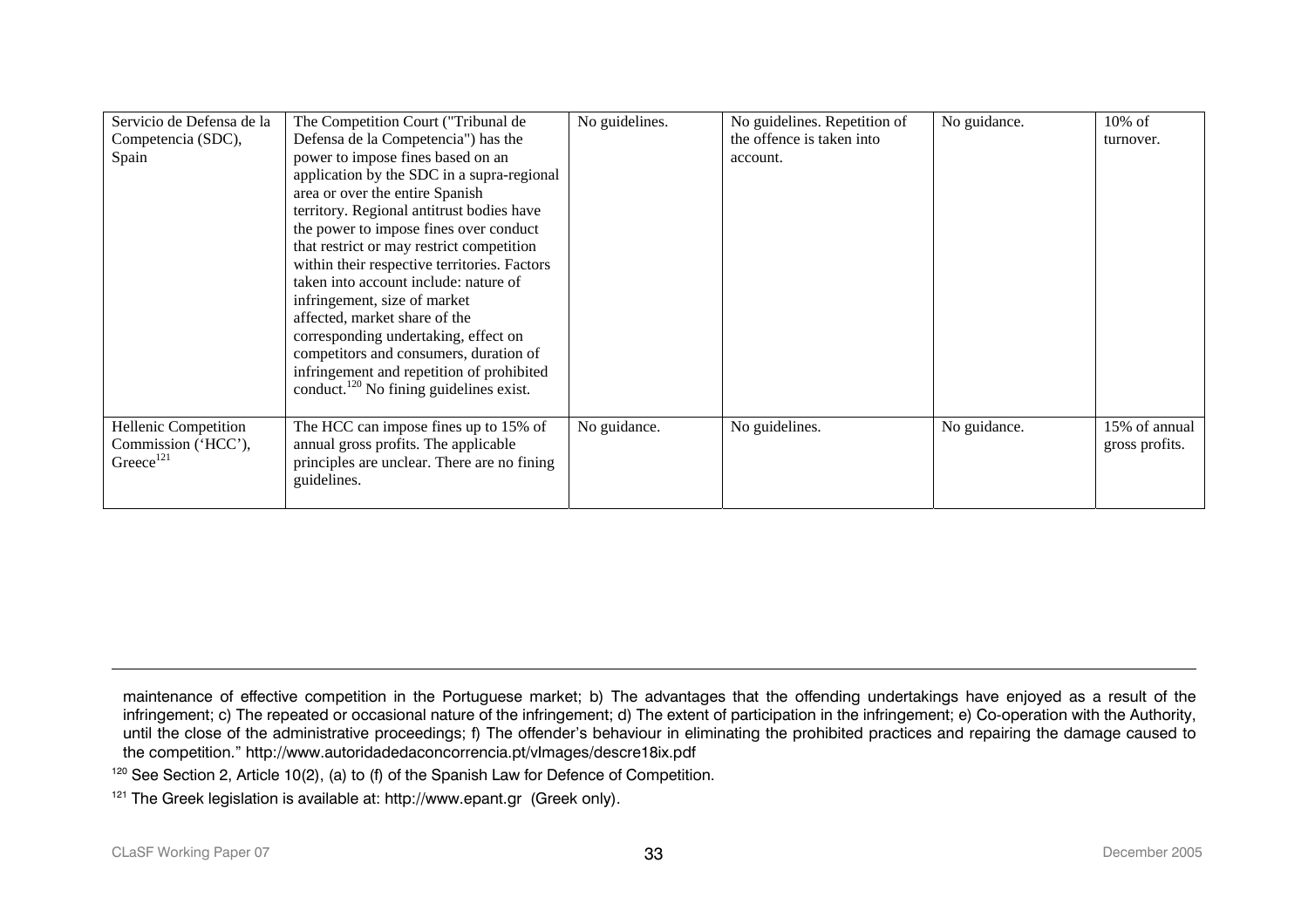| | | | | | |
|---|---|---|---|---|---|
| Servicio de Defensa de la Competencia (SDC), Spain | The Competition Court ("Tribunal de Defensa de la Competencia") has the power to impose fines based on an application by the SDC in a supra-regional area or over the entire Spanish territory. Regional antitrust bodies have the power to impose fines over conduct that restrict or may restrict competition within their respective territories. Factors taken into account include: nature of infringement, size of market affected, market share of the corresponding undertaking, effect on competitors and consumers, duration of infringement and repetition of prohibited conduct.[120] No fining guidelines exist. | No guidelines. | No guidelines. Repetition of the offence is taken into account. | No guidance. | 10% of turnover. |
| Hellenic Competition Commission ('HCC'), Greece[121] | The HCC can impose fines up to 15% of annual gross profits. The applicable principles are unclear. There are no fining guidelines. | No guidance. | No guidelines. | No guidance. | 15% of annual gross profits. |

maintenance of effective competition in the Portuguese market; b) The advantages that the offending undertakings have enjoyed as a result of the infringement; c) The repeated or occasional nature of the infringement; d) The extent of participation in the infringement; e) Co-operation with the Authority, until the close of the administrative proceedings; f) The offender's behaviour in eliminating the prohibited practices and repairing the damage caused to the competition." http://www.autoridadedaconcorrencia.pt/vImages/descre18ix.pdf

[120] See Section 2, Article 10(2), (a) to (f) of the Spanish Law for Defence of Competition.

[121] The Greek legislation is available at: http://www.epant.gr (Greek only).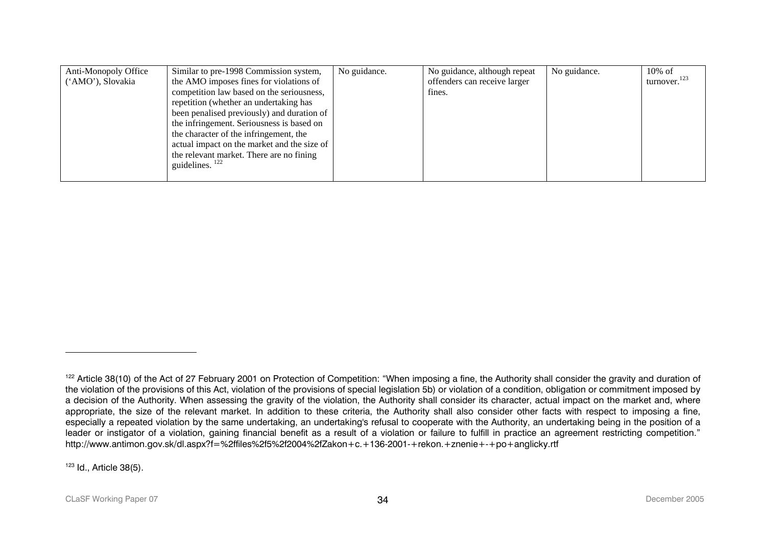| | | | | | |
|---|---|---|---|---|---|
| Anti-Monopoly Office ('AMO'), Slovakia | Similar to pre-1998 Commission system, the AMO imposes fines for violations of competition law based on the seriousness, repetition (whether an undertaking has been penalised previously) and duration of the infringement. Seriousness is based on the character of the infringement, the actual impact on the market and the size of the relevant market. There are no fining guidelines. [122] | No guidance. | No guidance, although repeat offenders can receive larger fines. | No guidance. | 10% of turnover.[123] |

[122] Article 38(10) of the Act of 27 February 2001 on Protection of Competition: "When imposing a fine, the Authority shall consider the gravity and duration of the violation of the provisions of this Act, violation of the provisions of special legislation 5b) or violation of a condition, obligation or commitment imposed by a decision of the Authority. When assessing the gravity of the violation, the Authority shall consider its character, actual impact on the market and, where appropriate, the size of the relevant market. In addition to these criteria, the Authority shall also consider other facts with respect to imposing a fine, especially a repeated violation by the same undertaking, an undertaking's refusal to cooperate with the Authority, an undertaking being in the position of a leader or instigator of a violation, gaining financial benefit as a result of a violation or failure to fulfill in practice an agreement restricting competition." http://www.antimon.gov.sk/dl.aspx?f=%2ffiles%2f5%2f2004%2fZakon+c.+136-2001-+rekon.+znenie+-+po+anglicky.rtf

[123] Id., Article 38(5).